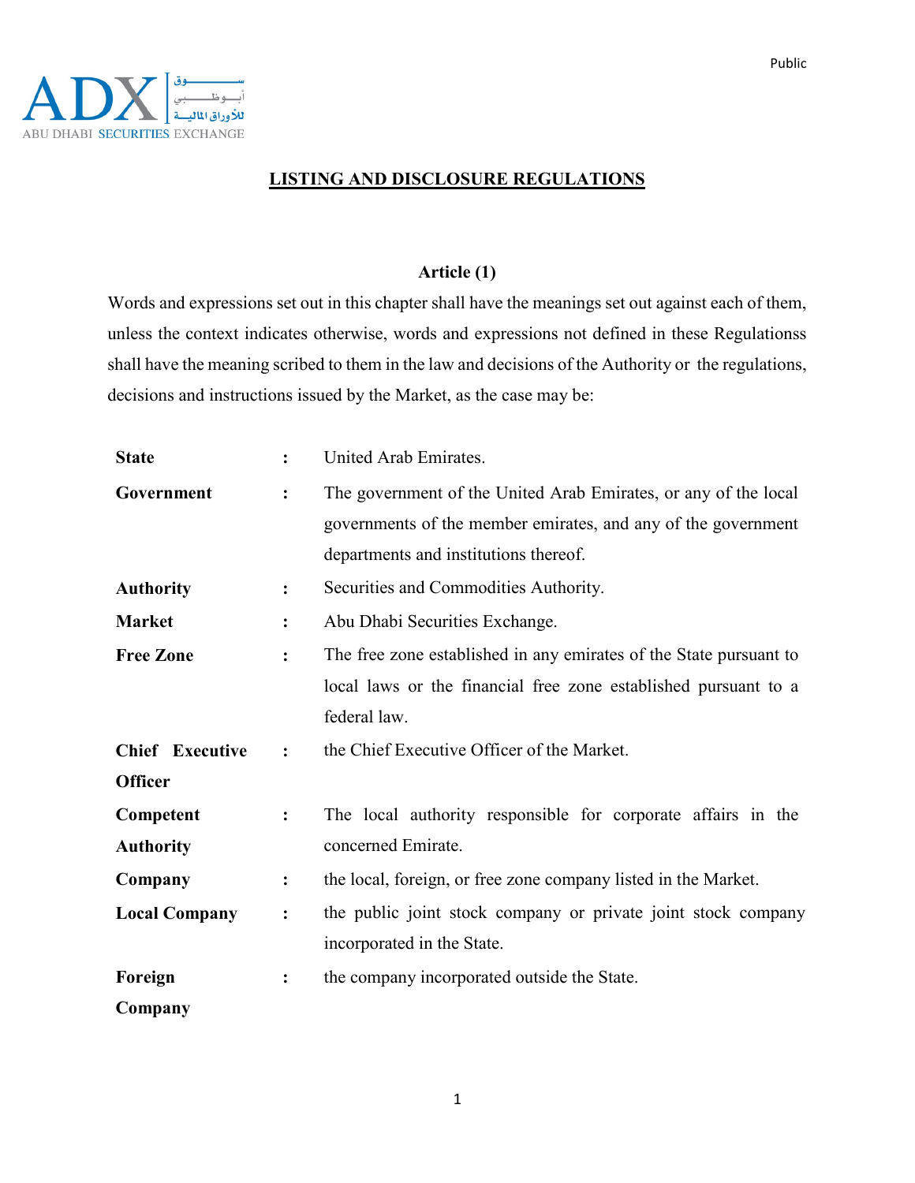# LISTING AND DISCLOSURE REGULATIONS

## Article (1)

Words and expressions set out in this chapter shall have the meanings set out against each of them, unless the context indicates otherwise, words and expressions not defined in these Regulationss shall have the meaning scribed to them in the law and decisions of the Authority or the regulations, decisions and instructions issued by the Market, as the case may be:

| | | |
|---|---|---|
| **State** | : | United Arab Emirates. |
| **Government** | : | The government of the United Arab Emirates, or any of the local governments of the member emirates, and any of the government departments and institutions thereof. |
| **Authority** | : | Securities and Commodities Authority. |
| **Market** | : | Abu Dhabi Securities Exchange. |
| **Free Zone** | : | The free zone established in any emirates of the State pursuant to local laws or the financial free zone established pursuant to a federal law. |
| **Chief Executive Officer** | : | the Chief Executive Officer of the Market. |
| **Competent Authority** | : | The local authority responsible for corporate affairs in the concerned Emirate. |
| **Company** | : | the local, foreign, or free zone company listed in the Market. |
| **Local Company** | : | the public joint stock company or private joint stock company incorporated in the State. |
| **Foreign Company** | : | the company incorporated outside the State. |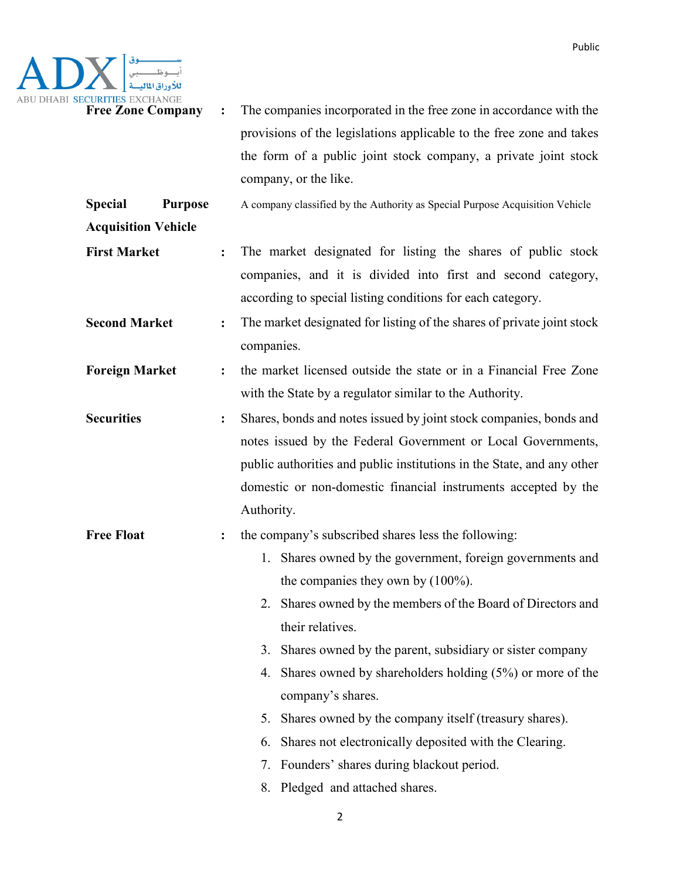| | | |
|---|---|---|
| **Free Zone Company** | : | The companies incorporated in the free zone in accordance with the provisions of the legislations applicable to the free zone and takes the form of a public joint stock company, a private joint stock company, or the like. |
| **Special Purpose Acquisition Vehicle** | | A company classified by the Authority as Special Purpose Acquisition Vehicle |
| **First Market** | : | The market designated for listing the shares of public stock companies, and it is divided into first and second category, according to special listing conditions for each category. |
| **Second Market** | : | The market designated for listing of the shares of private joint stock companies. |
| **Foreign Market** | : | the market licensed outside the state or in a Financial Free Zone with the State by a regulator similar to the Authority. |
| **Securities** | : | Shares, bonds and notes issued by joint stock companies, bonds and notes issued by the Federal Government or Local Governments, public authorities and public institutions in the State, and any other domestic or non-domestic financial instruments accepted by the Authority. |
| **Free Float** | : | the company's subscribed shares less the following:<br>1. Shares owned by the government, foreign governments and the companies they own by (100%).<br>2. Shares owned by the members of the Board of Directors and their relatives.<br>3. Shares owned by the parent, subsidiary or sister company<br>4. Shares owned by shareholders holding (5%) or more of the company's shares.<br>5. Shares owned by the company itself (treasury shares).<br>6. Shares not electronically deposited with the Clearing.<br>7. Founders' shares during blackout period.<br>8. Pledged and attached shares. |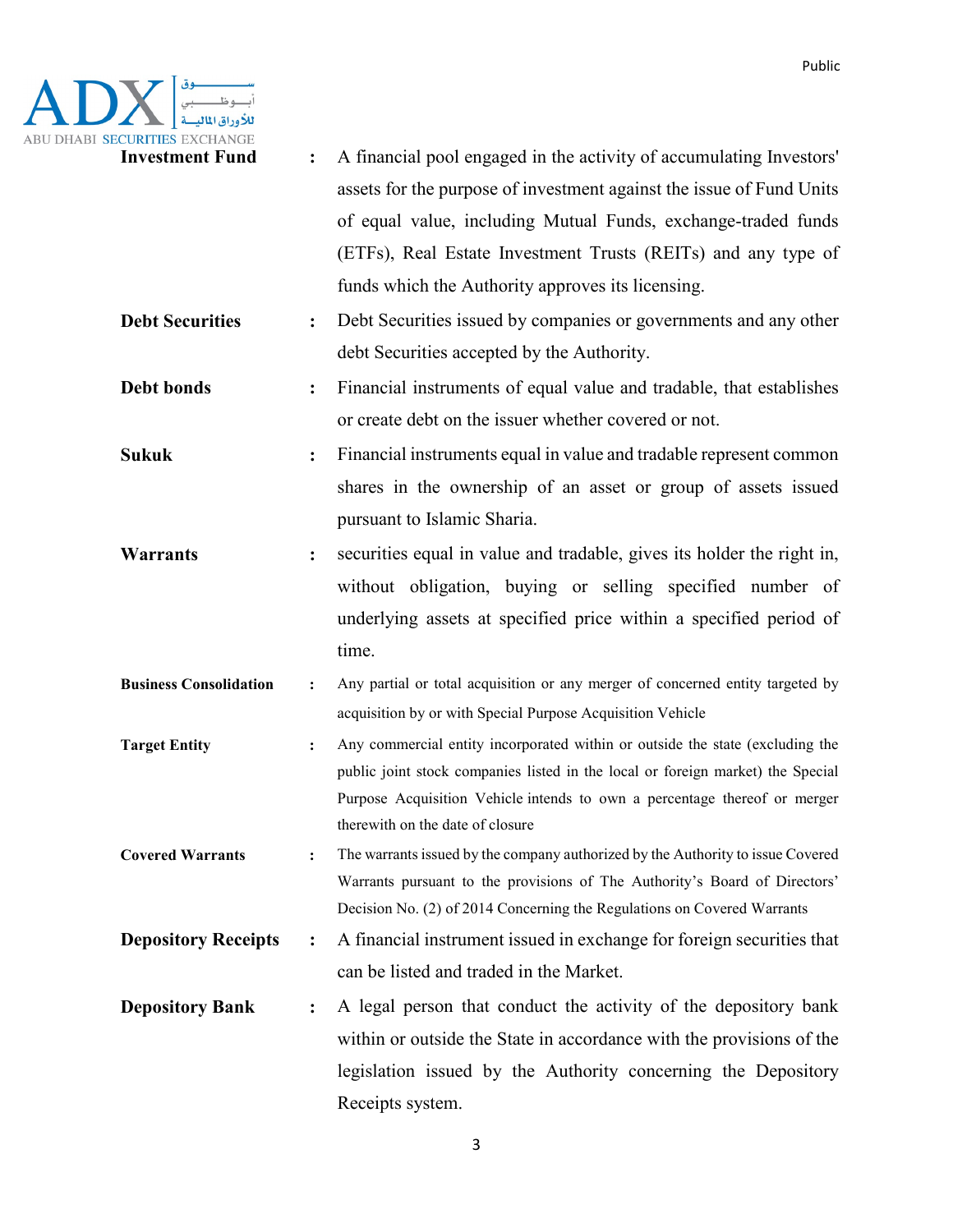**Investment Fund** : A financial pool engaged in the activity of accumulating Investors' assets for the purpose of investment against the issue of Fund Units of equal value, including Mutual Funds, exchange-traded funds (ETFs), Real Estate Investment Trusts (REITs) and any type of funds which the Authority approves its licensing.

**Debt Securities** : Debt Securities issued by companies or governments and any other debt Securities accepted by the Authority.

**Debt bonds** : Financial instruments of equal value and tradable, that establishes or create debt on the issuer whether covered or not.

**Sukuk** : Financial instruments equal in value and tradable represent common shares in the ownership of an asset or group of assets issued pursuant to Islamic Sharia.

**Warrants** : securities equal in value and tradable, gives its holder the right in, without obligation, buying or selling specified number of underlying assets at specified price within a specified period of time.

**Business Consolidation** : Any partial or total acquisition or any merger of concerned entity targeted by acquisition by or with Special Purpose Acquisition Vehicle

**Target Entity** : Any commercial entity incorporated within or outside the state (excluding the public joint stock companies listed in the local or foreign market) the Special Purpose Acquisition Vehicle intends to own a percentage thereof or merger therewith on the date of closure

**Covered Warrants** : The warrants issued by the company authorized by the Authority to issue Covered Warrants pursuant to the provisions of The Authority's Board of Directors' Decision No. (2) of 2014 Concerning the Regulations on Covered Warrants

**Depository Receipts** : A financial instrument issued in exchange for foreign securities that can be listed and traded in the Market.

**Depository Bank** : A legal person that conduct the activity of the depository bank within or outside the State in accordance with the provisions of the legislation issued by the Authority concerning the Depository Receipts system.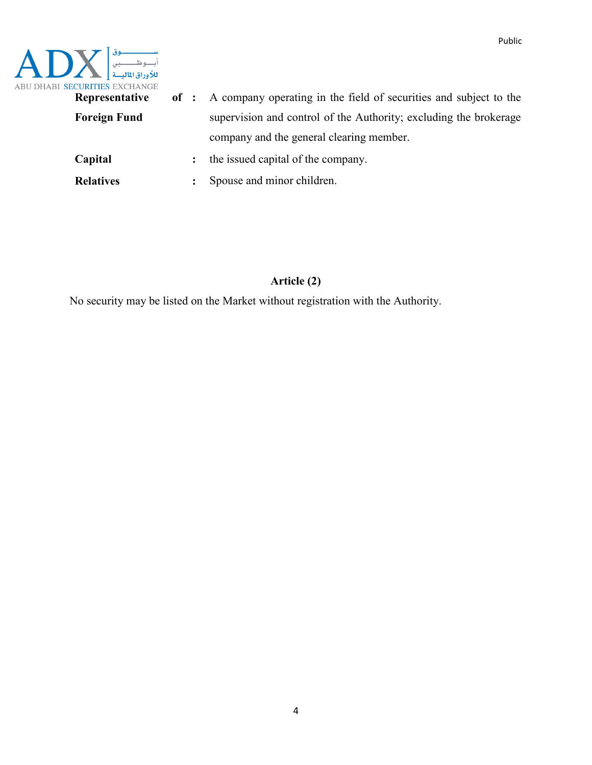| | | |
|---|---|---|
| **Representative of Foreign Fund** | : | A company operating in the field of securities and subject to the supervision and control of the Authority; excluding the brokerage company and the general clearing member. |
| **Capital** | : | the issued capital of the company. |
| **Relatives** | : | Spouse and minor children. |

**Article (2)**

No security may be listed on the Market without registration with the Authority.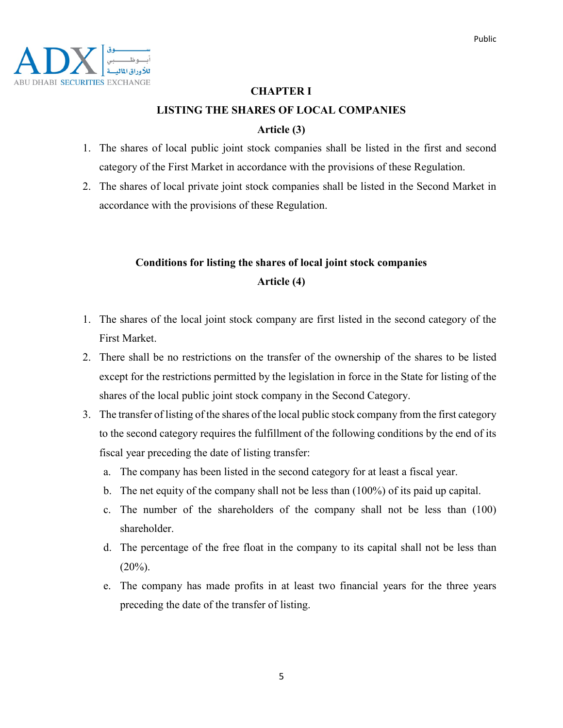## CHAPTER I

## LISTING THE SHARES OF LOCAL COMPANIES

### Article (3)

1. The shares of local public joint stock companies shall be listed in the first and second category of the First Market in accordance with the provisions of these Regulation.
2. The shares of local private joint stock companies shall be listed in the Second Market in accordance with the provisions of these Regulation.

### Conditions for listing the shares of local joint stock companies

### Article (4)

1. The shares of the local joint stock company are first listed in the second category of the First Market.
2. There shall be no restrictions on the transfer of the ownership of the shares to be listed except for the restrictions permitted by the legislation in force in the State for listing of the shares of the local public joint stock company in the Second Category.
3. The transfer of listing of the shares of the local public stock company from the first category to the second category requires the fulfillment of the following conditions by the end of its fiscal year preceding the date of listing transfer:
   a. The company has been listed in the second category for at least a fiscal year.
   b. The net equity of the company shall not be less than (100%) of its paid up capital.
   c. The number of the shareholders of the company shall not be less than (100) shareholder.
   d. The percentage of the free float in the company to its capital shall not be less than (20%).
   e. The company has made profits in at least two financial years for the three years preceding the date of the transfer of listing.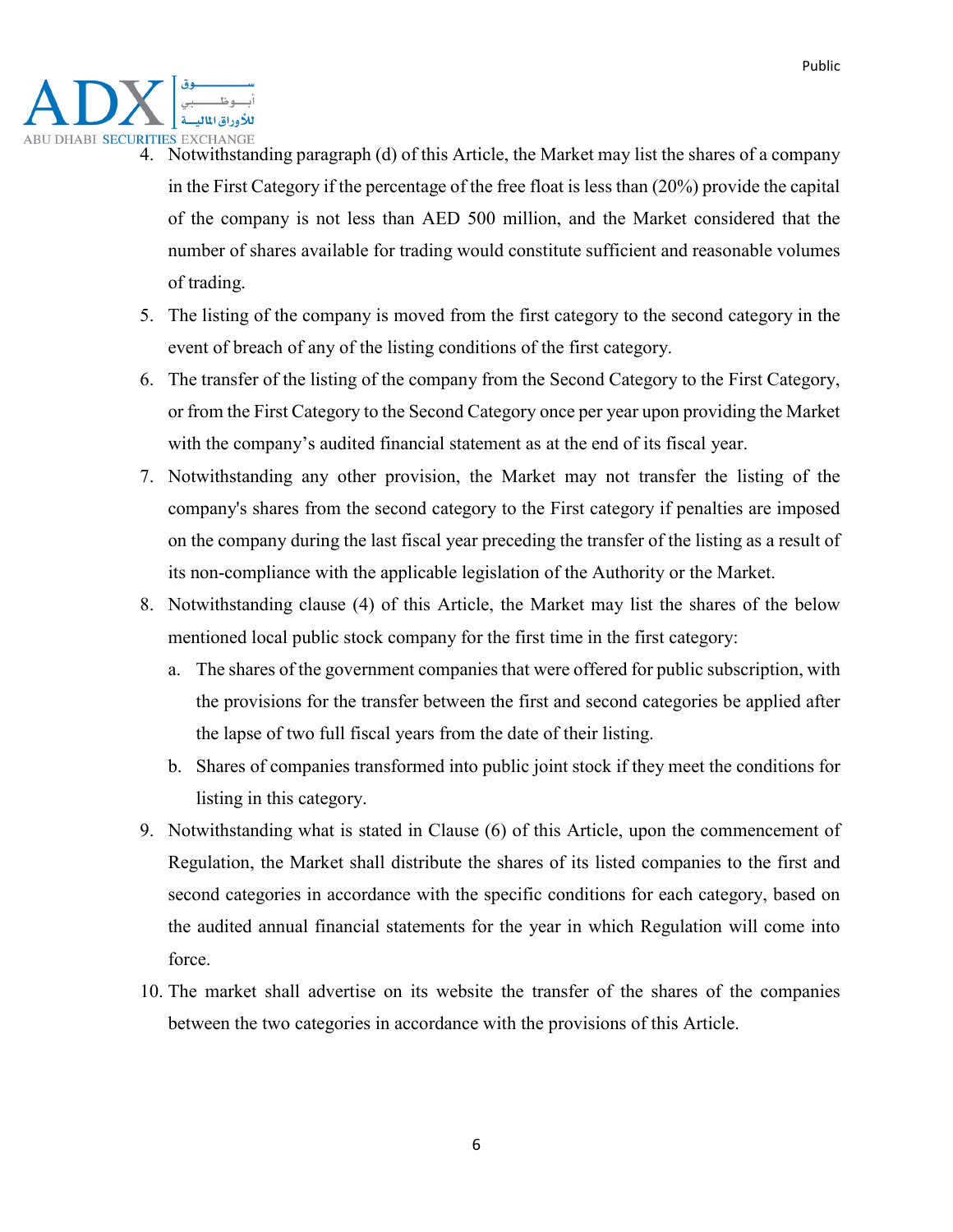4. Notwithstanding paragraph (d) of this Article, the Market may list the shares of a company in the First Category if the percentage of the free float is less than (20%) provide the capital of the company is not less than AED 500 million, and the Market considered that the number of shares available for trading would constitute sufficient and reasonable volumes of trading.
5. The listing of the company is moved from the first category to the second category in the event of breach of any of the listing conditions of the first category.
6. The transfer of the listing of the company from the Second Category to the First Category, or from the First Category to the Second Category once per year upon providing the Market with the company's audited financial statement as at the end of its fiscal year.
7. Notwithstanding any other provision, the Market may not transfer the listing of the company's shares from the second category to the First category if penalties are imposed on the company during the last fiscal year preceding the transfer of the listing as a result of its non-compliance with the applicable legislation of the Authority or the Market.
8. Notwithstanding clause (4) of this Article, the Market may list the shares of the below mentioned local public stock company for the first time in the first category:
   a. The shares of the government companies that were offered for public subscription, with the provisions for the transfer between the first and second categories be applied after the lapse of two full fiscal years from the date of their listing.
   b. Shares of companies transformed into public joint stock if they meet the conditions for listing in this category.
9. Notwithstanding what is stated in Clause (6) of this Article, upon the commencement of Regulation, the Market shall distribute the shares of its listed companies to the first and second categories in accordance with the specific conditions for each category, based on the audited annual financial statements for the year in which Regulation will come into force.
10. The market shall advertise on its website the transfer of the shares of the companies between the two categories in accordance with the provisions of this Article.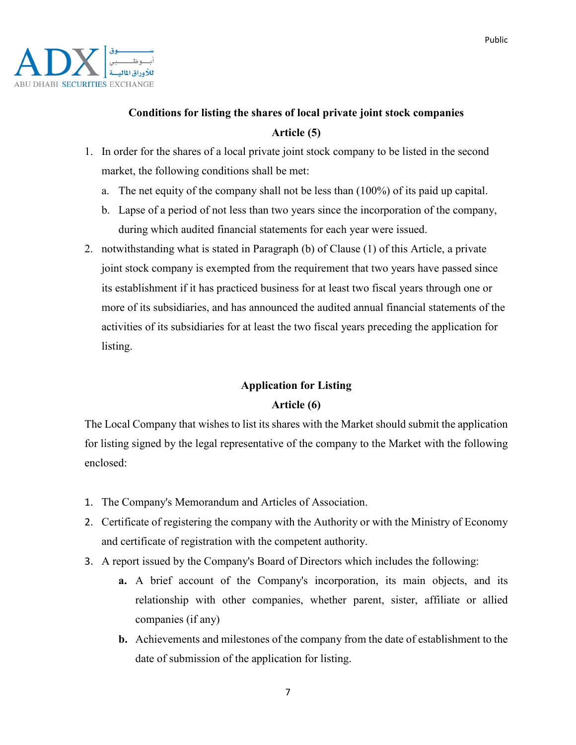### Conditions for listing the shares of local private joint stock companies

### Article (5)

1. In order for the shares of a local private joint stock company to be listed in the second market, the following conditions shall be met:
   a. The net equity of the company shall not be less than (100%) of its paid up capital.
   b. Lapse of a period of not less than two years since the incorporation of the company, during which audited financial statements for each year were issued.
2. notwithstanding what is stated in Paragraph (b) of Clause (1) of this Article, a private joint stock company is exempted from the requirement that two years have passed since its establishment if it has practiced business for at least two fiscal years through one or more of its subsidiaries, and has announced the audited annual financial statements of the activities of its subsidiaries for at least the two fiscal years preceding the application for listing.

### Application for Listing

### Article (6)

The Local Company that wishes to list its shares with the Market should submit the application for listing signed by the legal representative of the company to the Market with the following enclosed:

1. The Company's Memorandum and Articles of Association.
2. Certificate of registering the company with the Authority or with the Ministry of Economy and certificate of registration with the competent authority.
3. A report issued by the Company's Board of Directors which includes the following:
   **a.** A brief account of the Company's incorporation, its main objects, and its relationship with other companies, whether parent, sister, affiliate or allied companies (if any)
   **b.** Achievements and milestones of the company from the date of establishment to the date of submission of the application for listing.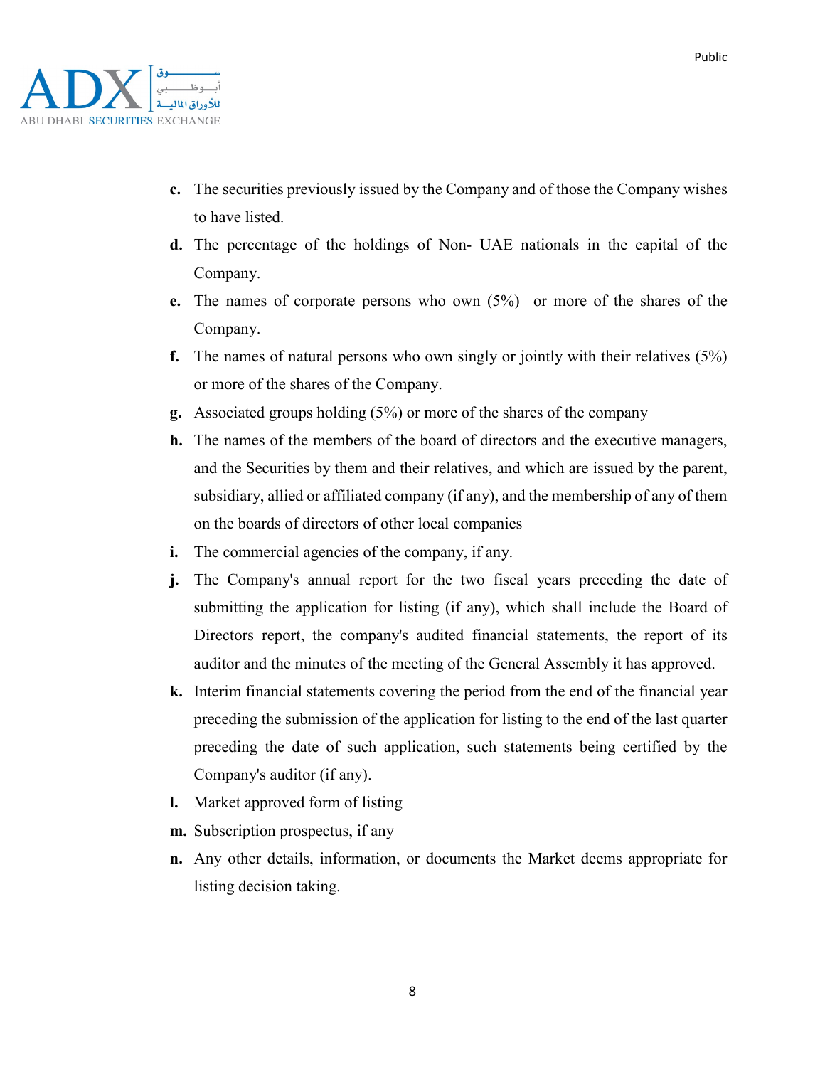- **c.** The securities previously issued by the Company and of those the Company wishes to have listed.
- **d.** The percentage of the holdings of Non- UAE nationals in the capital of the Company.
- **e.** The names of corporate persons who own (5%) or more of the shares of the Company.
- **f.** The names of natural persons who own singly or jointly with their relatives (5%) or more of the shares of the Company.
- **g.** Associated groups holding (5%) or more of the shares of the company
- **h.** The names of the members of the board of directors and the executive managers, and the Securities by them and their relatives, and which are issued by the parent, subsidiary, allied or affiliated company (if any), and the membership of any of them on the boards of directors of other local companies
- **i.** The commercial agencies of the company, if any.
- **j.** The Company's annual report for the two fiscal years preceding the date of submitting the application for listing (if any), which shall include the Board of Directors report, the company's audited financial statements, the report of its auditor and the minutes of the meeting of the General Assembly it has approved.
- **k.** Interim financial statements covering the period from the end of the financial year preceding the submission of the application for listing to the end of the last quarter preceding the date of such application, such statements being certified by the Company's auditor (if any).
- **l.** Market approved form of listing
- **m.** Subscription prospectus, if any
- **n.** Any other details, information, or documents the Market deems appropriate for listing decision taking.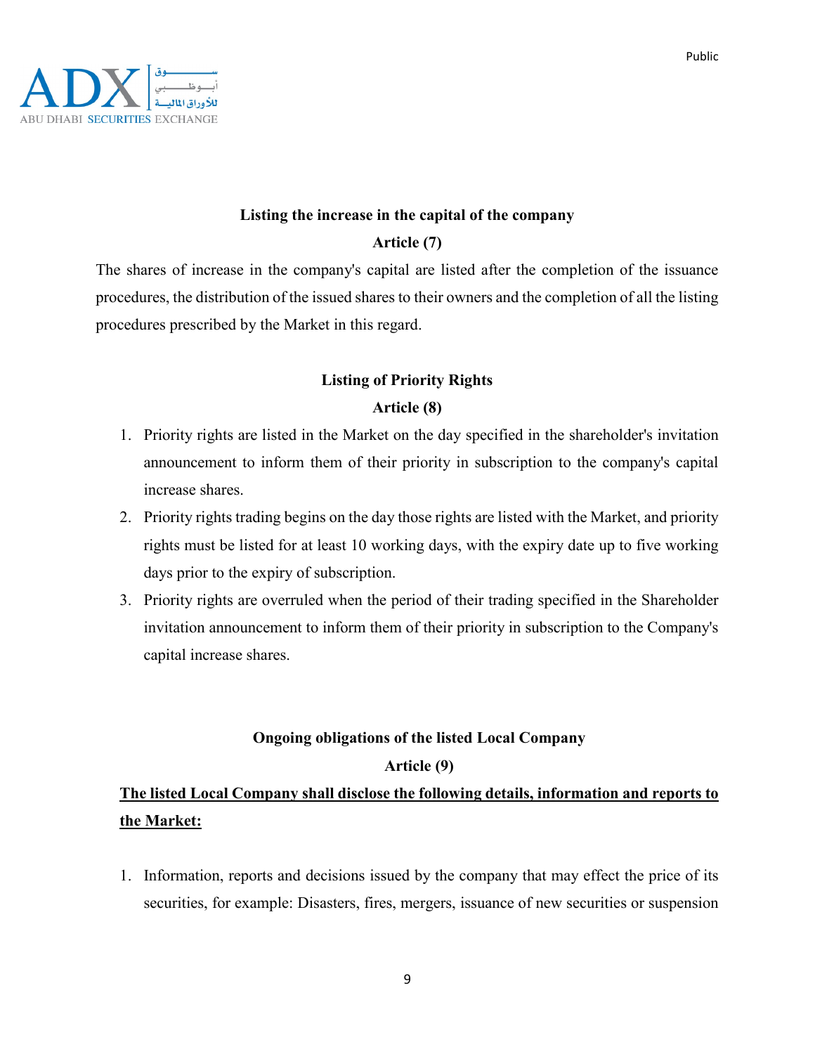### Listing the increase in the capital of the company

**Article (7)**

The shares of increase in the company's capital are listed after the completion of the issuance procedures, the distribution of the issued shares to their owners and the completion of all the listing procedures prescribed by the Market in this regard.

### Listing of Priority Rights

**Article (8)**

1. Priority rights are listed in the Market on the day specified in the shareholder's invitation announcement to inform them of their priority in subscription to the company's capital increase shares.
2. Priority rights trading begins on the day those rights are listed with the Market, and priority rights must be listed for at least 10 working days, with the expiry date up to five working days prior to the expiry of subscription.
3. Priority rights are overruled when the period of their trading specified in the Shareholder invitation announcement to inform them of their priority in subscription to the Company's capital increase shares.

### Ongoing obligations of the listed Local Company

**Article (9)**

**The listed Local Company shall disclose the following details, information and reports to the Market:**

1. Information, reports and decisions issued by the company that may effect the price of its securities, for example: Disasters, fires, mergers, issuance of new securities or suspension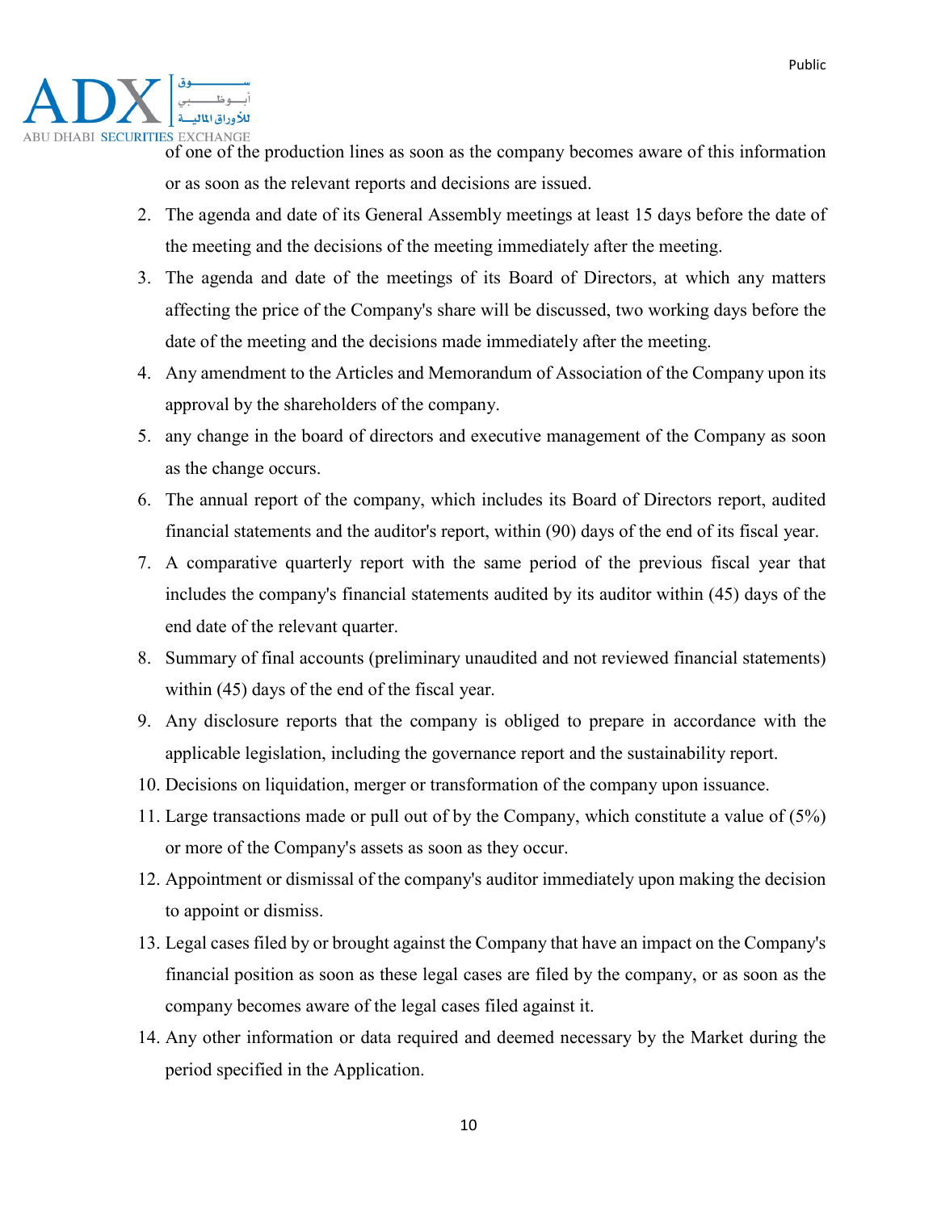of one of the production lines as soon as the company becomes aware of this information or as soon as the relevant reports and decisions are issued.

2. The agenda and date of its General Assembly meetings at least 15 days before the date of the meeting and the decisions of the meeting immediately after the meeting.
3. The agenda and date of the meetings of its Board of Directors, at which any matters affecting the price of the Company's share will be discussed, two working days before the date of the meeting and the decisions made immediately after the meeting.
4. Any amendment to the Articles and Memorandum of Association of the Company upon its approval by the shareholders of the company.
5. any change in the board of directors and executive management of the Company as soon as the change occurs.
6. The annual report of the company, which includes its Board of Directors report, audited financial statements and the auditor's report, within (90) days of the end of its fiscal year.
7. A comparative quarterly report with the same period of the previous fiscal year that includes the company's financial statements audited by its auditor within (45) days of the end date of the relevant quarter.
8. Summary of final accounts (preliminary unaudited and not reviewed financial statements) within (45) days of the end of the fiscal year.
9. Any disclosure reports that the company is obliged to prepare in accordance with the applicable legislation, including the governance report and the sustainability report.
10. Decisions on liquidation, merger or transformation of the company upon issuance.
11. Large transactions made or pull out of by the Company, which constitute a value of (5%) or more of the Company's assets as soon as they occur.
12. Appointment or dismissal of the company's auditor immediately upon making the decision to appoint or dismiss.
13. Legal cases filed by or brought against the Company that have an impact on the Company's financial position as soon as these legal cases are filed by the company, or as soon as the company becomes aware of the legal cases filed against it.
14. Any other information or data required and deemed necessary by the Market during the period specified in the Application.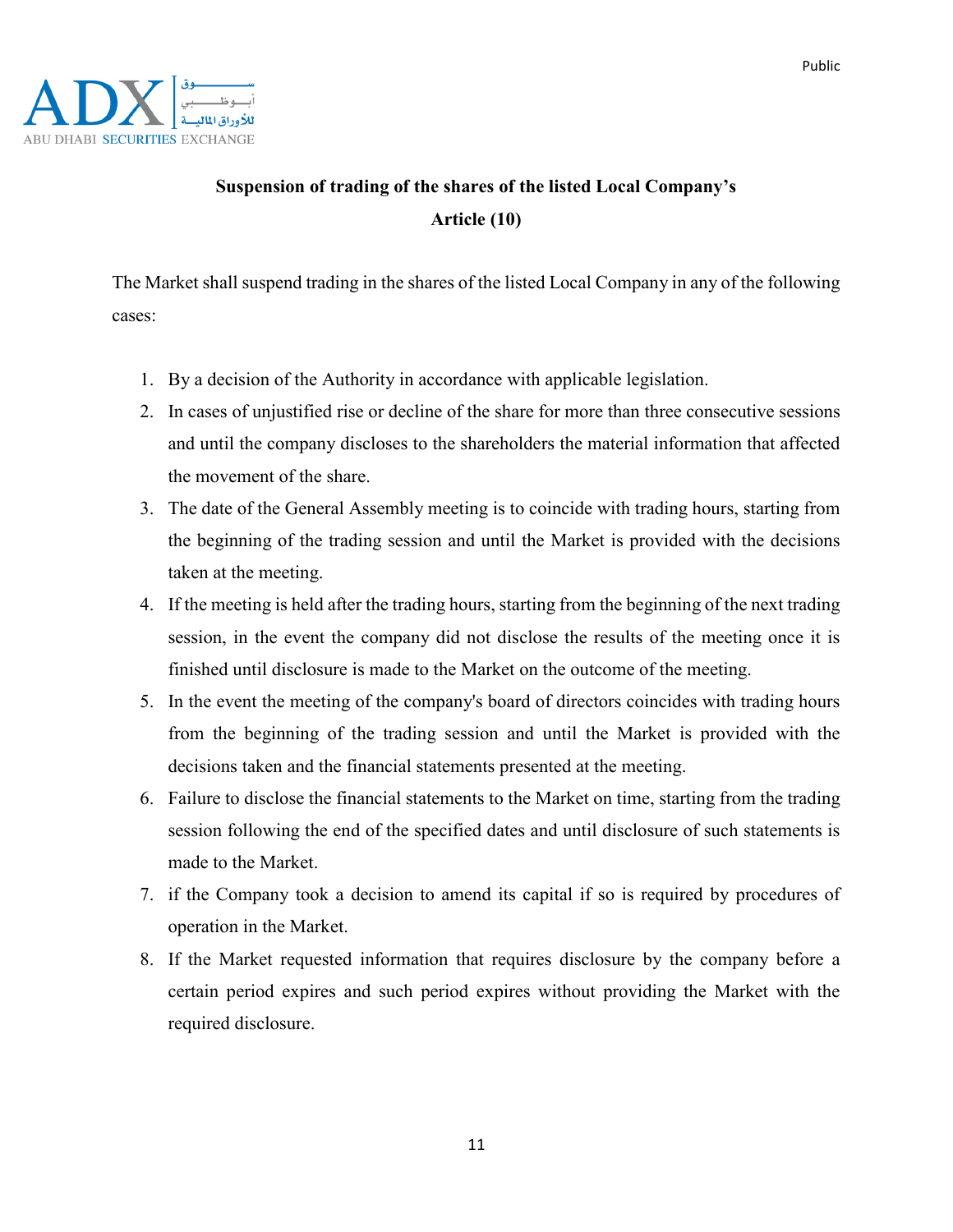## Suspension of trading of the shares of the listed Local Company's

## Article (10)

The Market shall suspend trading in the shares of the listed Local Company in any of the following cases:

1. By a decision of the Authority in accordance with applicable legislation.
2. In cases of unjustified rise or decline of the share for more than three consecutive sessions and until the company discloses to the shareholders the material information that affected the movement of the share.
3. The date of the General Assembly meeting is to coincide with trading hours, starting from the beginning of the trading session and until the Market is provided with the decisions taken at the meeting.
4. If the meeting is held after the trading hours, starting from the beginning of the next trading session, in the event the company did not disclose the results of the meeting once it is finished until disclosure is made to the Market on the outcome of the meeting.
5. In the event the meeting of the company's board of directors coincides with trading hours from the beginning of the trading session and until the Market is provided with the decisions taken and the financial statements presented at the meeting.
6. Failure to disclose the financial statements to the Market on time, starting from the trading session following the end of the specified dates and until disclosure of such statements is made to the Market.
7. if the Company took a decision to amend its capital if so is required by procedures of operation in the Market.
8. If the Market requested information that requires disclosure by the company before a certain period expires and such period expires without providing the Market with the required disclosure.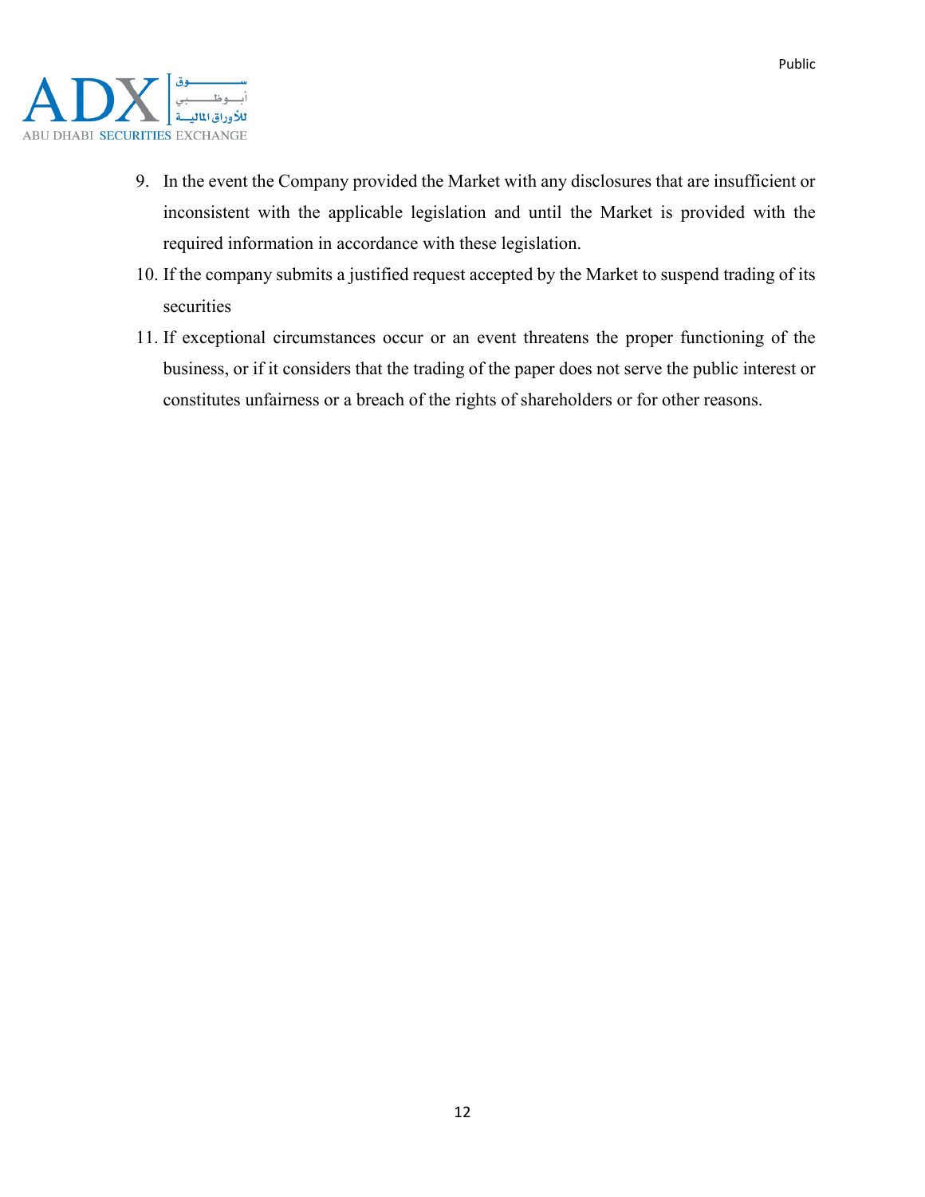9. In the event the Company provided the Market with any disclosures that are insufficient or inconsistent with the applicable legislation and until the Market is provided with the required information in accordance with these legislation.
10. If the company submits a justified request accepted by the Market to suspend trading of its securities
11. If exceptional circumstances occur or an event threatens the proper functioning of the business, or if it considers that the trading of the paper does not serve the public interest or constitutes unfairness or a breach of the rights of shareholders or for other reasons.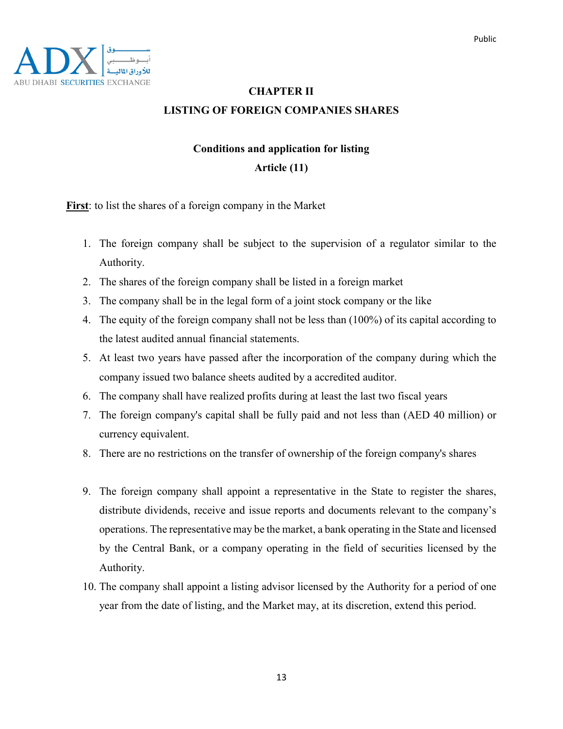## CHAPTER II

## LISTING OF FOREIGN COMPANIES SHARES

### Conditions and application for listing

### Article (11)

**First**: to list the shares of a foreign company in the Market

1. The foreign company shall be subject to the supervision of a regulator similar to the Authority.
2. The shares of the foreign company shall be listed in a foreign market
3. The company shall be in the legal form of a joint stock company or the like
4. The equity of the foreign company shall not be less than (100%) of its capital according to the latest audited annual financial statements.
5. At least two years have passed after the incorporation of the company during which the company issued two balance sheets audited by a accredited auditor.
6. The company shall have realized profits during at least the last two fiscal years
7. The foreign company's capital shall be fully paid and not less than (AED 40 million) or currency equivalent.
8. There are no restrictions on the transfer of ownership of the foreign company's shares
9. The foreign company shall appoint a representative in the State to register the shares, distribute dividends, receive and issue reports and documents relevant to the company's operations. The representative may be the market, a bank operating in the State and licensed by the Central Bank, or a company operating in the field of securities licensed by the Authority.
10. The company shall appoint a listing advisor licensed by the Authority for a period of one year from the date of listing, and the Market may, at its discretion, extend this period.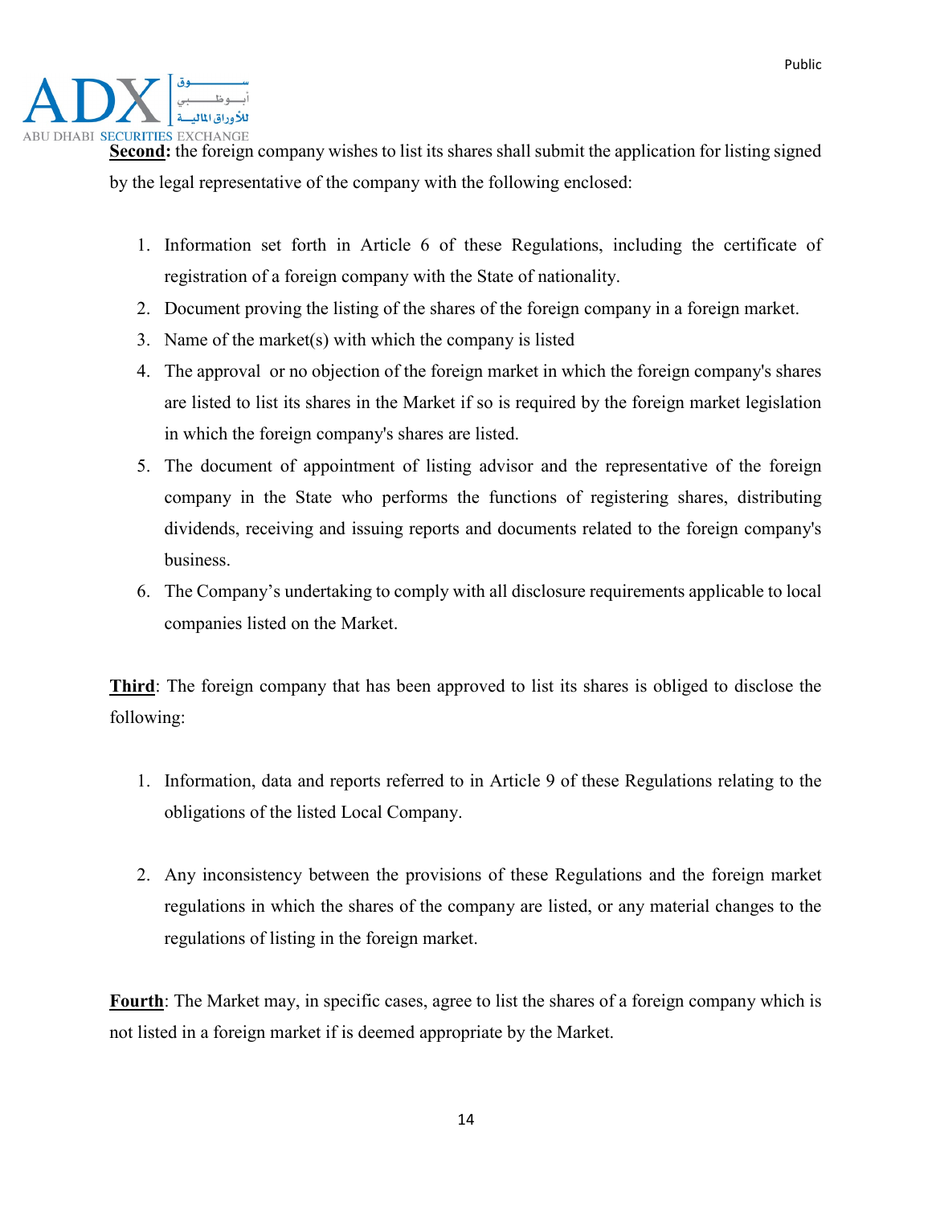**Second:** the foreign company wishes to list its shares shall submit the application for listing signed by the legal representative of the company with the following enclosed:

1. Information set forth in Article 6 of these Regulations, including the certificate of registration of a foreign company with the State of nationality.
2. Document proving the listing of the shares of the foreign company in a foreign market.
3. Name of the market(s) with which the company is listed
4. The approval or no objection of the foreign market in which the foreign company's shares are listed to list its shares in the Market if so is required by the foreign market legislation in which the foreign company's shares are listed.
5. The document of appointment of listing advisor and the representative of the foreign company in the State who performs the functions of registering shares, distributing dividends, receiving and issuing reports and documents related to the foreign company's business.
6. The Company's undertaking to comply with all disclosure requirements applicable to local companies listed on the Market.

**Third**: The foreign company that has been approved to list its shares is obliged to disclose the following:

1. Information, data and reports referred to in Article 9 of these Regulations relating to the obligations of the listed Local Company.

2. Any inconsistency between the provisions of these Regulations and the foreign market regulations in which the shares of the company are listed, or any material changes to the regulations of listing in the foreign market.

**Fourth**: The Market may, in specific cases, agree to list the shares of a foreign company which is not listed in a foreign market if is deemed appropriate by the Market.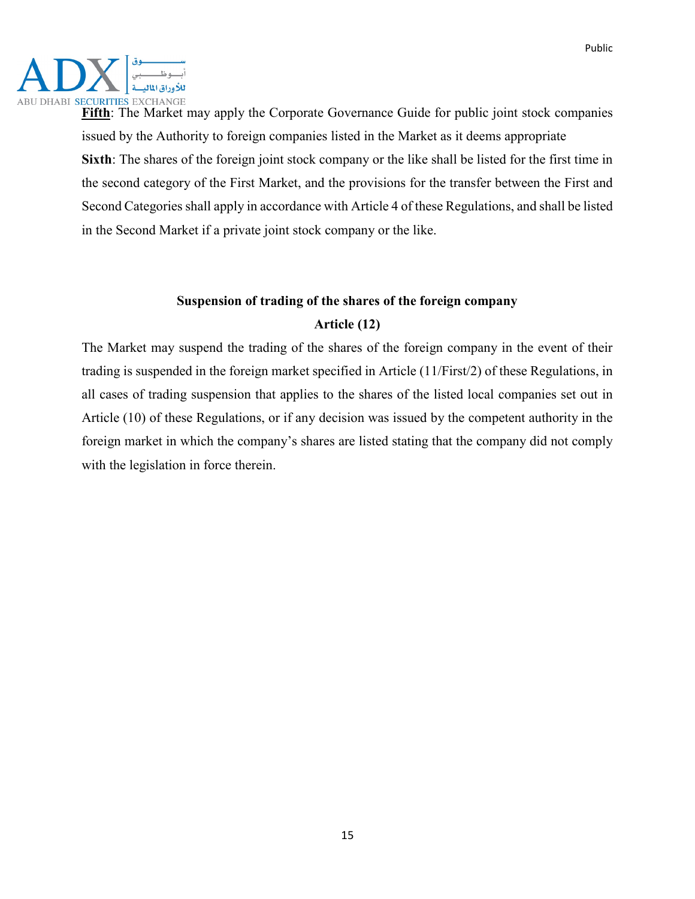**Fifth**: The Market may apply the Corporate Governance Guide for public joint stock companies issued by the Authority to foreign companies listed in the Market as it deems appropriate

**Sixth**: The shares of the foreign joint stock company or the like shall be listed for the first time in the second category of the First Market, and the provisions for the transfer between the First and Second Categories shall apply in accordance with Article 4 of these Regulations, and shall be listed in the Second Market if a private joint stock company or the like.

## Suspension of trading of the shares of the foreign company

### Article (12)

The Market may suspend the trading of the shares of the foreign company in the event of their trading is suspended in the foreign market specified in Article (11/First/2) of these Regulations, in all cases of trading suspension that applies to the shares of the listed local companies set out in Article (10) of these Regulations, or if any decision was issued by the competent authority in the foreign market in which the company's shares are listed stating that the company did not comply with the legislation in force therein.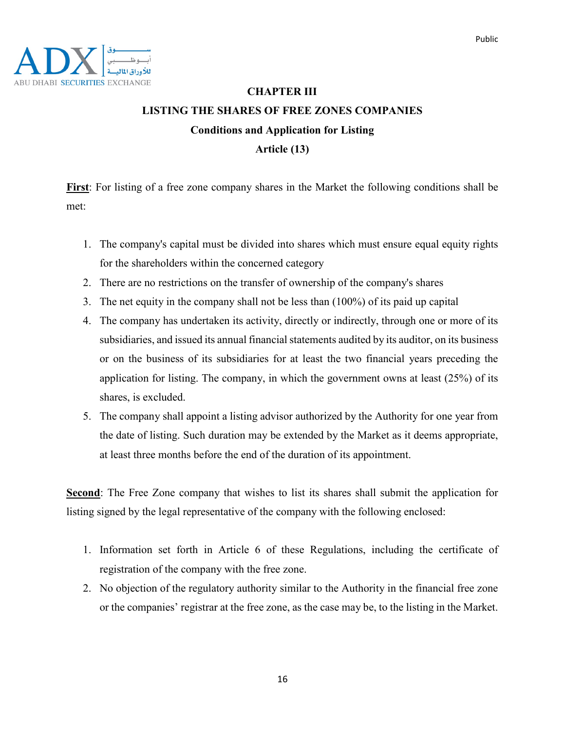# CHAPTER III

## LISTING THE SHARES OF FREE ZONES COMPANIES

### Conditions and Application for Listing

### Article (13)

**First**: For listing of a free zone company shares in the Market the following conditions shall be met:

1. The company's capital must be divided into shares which must ensure equal equity rights for the shareholders within the concerned category
2. There are no restrictions on the transfer of ownership of the company's shares
3. The net equity in the company shall not be less than (100%) of its paid up capital
4. The company has undertaken its activity, directly or indirectly, through one or more of its subsidiaries, and issued its annual financial statements audited by its auditor, on its business or on the business of its subsidiaries for at least the two financial years preceding the application for listing. The company, in which the government owns at least (25%) of its shares, is excluded.
5. The company shall appoint a listing advisor authorized by the Authority for one year from the date of listing. Such duration may be extended by the Market as it deems appropriate, at least three months before the end of the duration of its appointment.

**Second**: The Free Zone company that wishes to list its shares shall submit the application for listing signed by the legal representative of the company with the following enclosed:

1. Information set forth in Article 6 of these Regulations, including the certificate of registration of the company with the free zone.
2. No objection of the regulatory authority similar to the Authority in the financial free zone or the companies' registrar at the free zone, as the case may be, to the listing in the Market.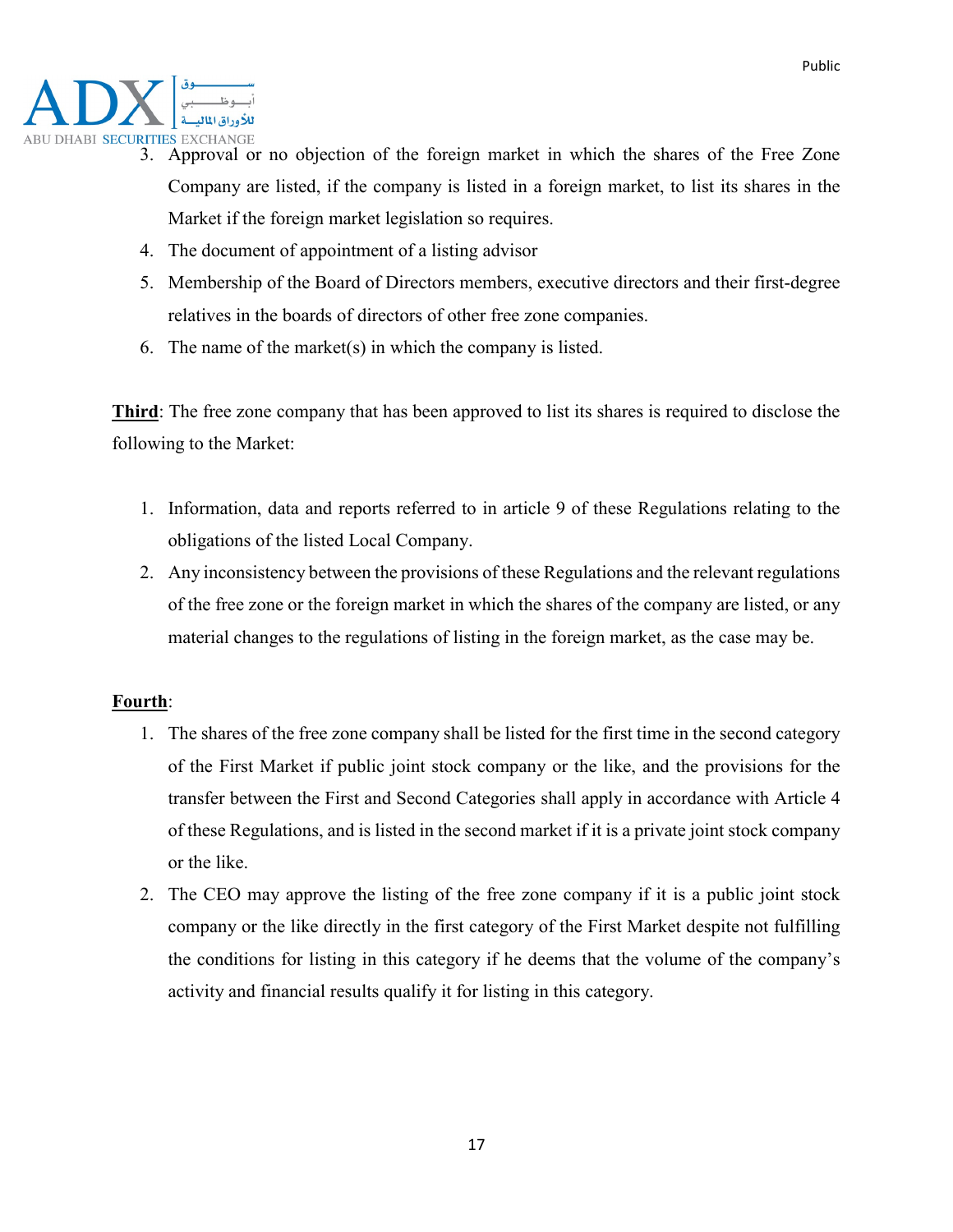3. Approval or no objection of the foreign market in which the shares of the Free Zone Company are listed, if the company is listed in a foreign market, to list its shares in the Market if the foreign market legislation so requires.
4. The document of appointment of a listing advisor
5. Membership of the Board of Directors members, executive directors and their first-degree relatives in the boards of directors of other free zone companies.
6. The name of the market(s) in which the company is listed.

**Third**: The free zone company that has been approved to list its shares is required to disclose the following to the Market:

1. Information, data and reports referred to in article 9 of these Regulations relating to the obligations of the listed Local Company.
2. Any inconsistency between the provisions of these Regulations and the relevant regulations of the free zone or the foreign market in which the shares of the company are listed, or any material changes to the regulations of listing in the foreign market, as the case may be.

**Fourth**:

1. The shares of the free zone company shall be listed for the first time in the second category of the First Market if public joint stock company or the like, and the provisions for the transfer between the First and Second Categories shall apply in accordance with Article 4 of these Regulations, and is listed in the second market if it is a private joint stock company or the like.
2. The CEO may approve the listing of the free zone company if it is a public joint stock company or the like directly in the first category of the First Market despite not fulfilling the conditions for listing in this category if he deems that the volume of the company's activity and financial results qualify it for listing in this category.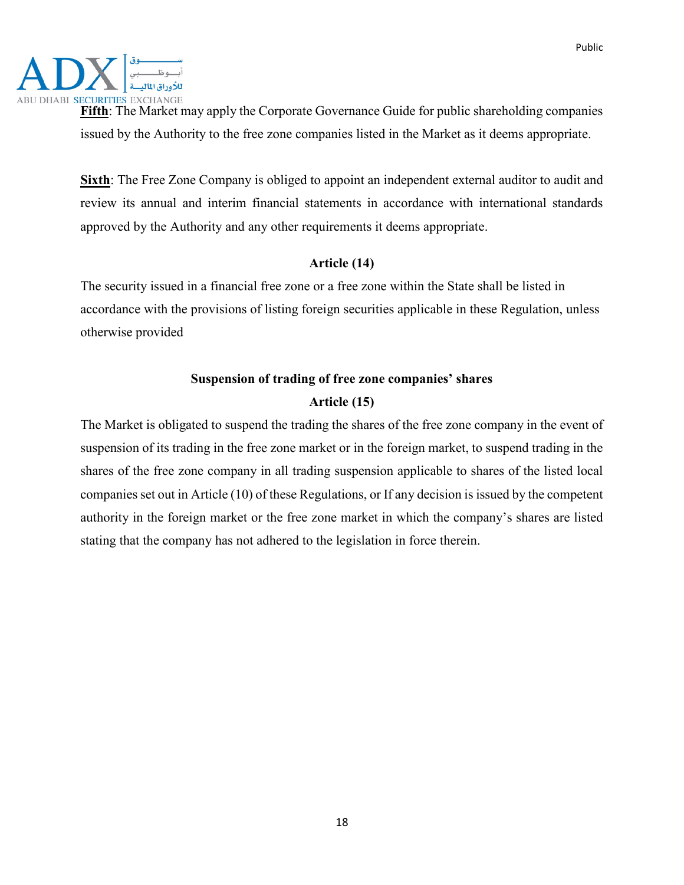**Fifth**: The Market may apply the Corporate Governance Guide for public shareholding companies issued by the Authority to the free zone companies listed in the Market as it deems appropriate.

**Sixth**: The Free Zone Company is obliged to appoint an independent external auditor to audit and review its annual and interim financial statements in accordance with international standards approved by the Authority and any other requirements it deems appropriate.

### Article (14)

The security issued in a financial free zone or a free zone within the State shall be listed in accordance with the provisions of listing foreign securities applicable in these Regulation, unless otherwise provided

### Suspension of trading of free zone companies' shares

### Article (15)

The Market is obligated to suspend the trading the shares of the free zone company in the event of suspension of its trading in the free zone market or in the foreign market, to suspend trading in the shares of the free zone company in all trading suspension applicable to shares of the listed local companies set out in Article (10) of these Regulations, or If any decision is issued by the competent authority in the foreign market or the free zone market in which the company's shares are listed stating that the company has not adhered to the legislation in force therein.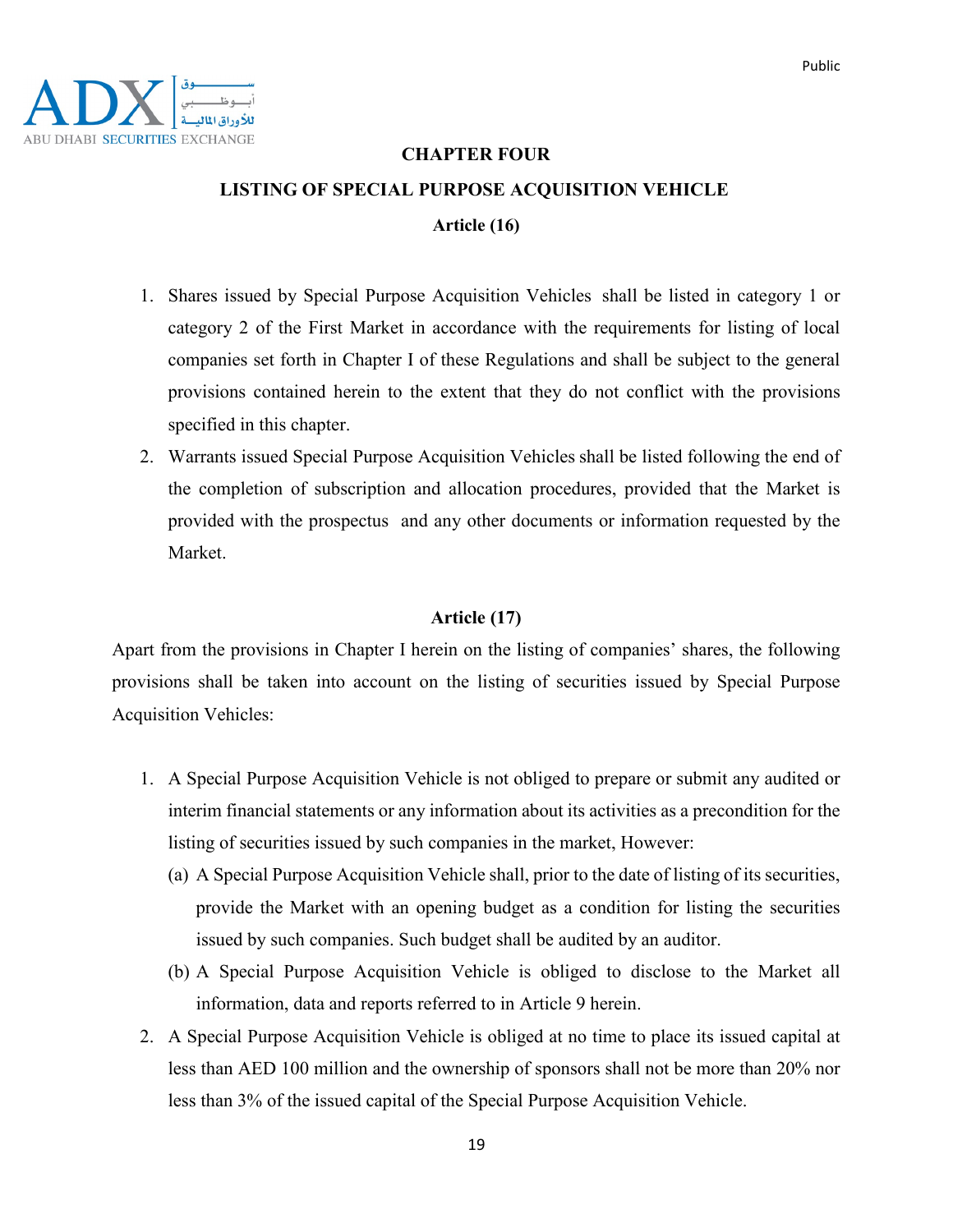## CHAPTER FOUR

## LISTING OF SPECIAL PURPOSE ACQUISITION VEHICLE

### Article (16)

1. Shares issued by Special Purpose Acquisition Vehicles shall be listed in category 1 or category 2 of the First Market in accordance with the requirements for listing of local companies set forth in Chapter I of these Regulations and shall be subject to the general provisions contained herein to the extent that they do not conflict with the provisions specified in this chapter.
2. Warrants issued Special Purpose Acquisition Vehicles shall be listed following the end of the completion of subscription and allocation procedures, provided that the Market is provided with the prospectus and any other documents or information requested by the Market.

### Article (17)

Apart from the provisions in Chapter I herein on the listing of companies' shares, the following provisions shall be taken into account on the listing of securities issued by Special Purpose Acquisition Vehicles:

1. A Special Purpose Acquisition Vehicle is not obliged to prepare or submit any audited or interim financial statements or any information about its activities as a precondition for the listing of securities issued by such companies in the market, However:
   - (a) A Special Purpose Acquisition Vehicle shall, prior to the date of listing of its securities, provide the Market with an opening budget as a condition for listing the securities issued by such companies. Such budget shall be audited by an auditor.
   - (b) A Special Purpose Acquisition Vehicle is obliged to disclose to the Market all information, data and reports referred to in Article 9 herein.
2. A Special Purpose Acquisition Vehicle is obliged at no time to place its issued capital at less than AED 100 million and the ownership of sponsors shall not be more than 20% nor less than 3% of the issued capital of the Special Purpose Acquisition Vehicle.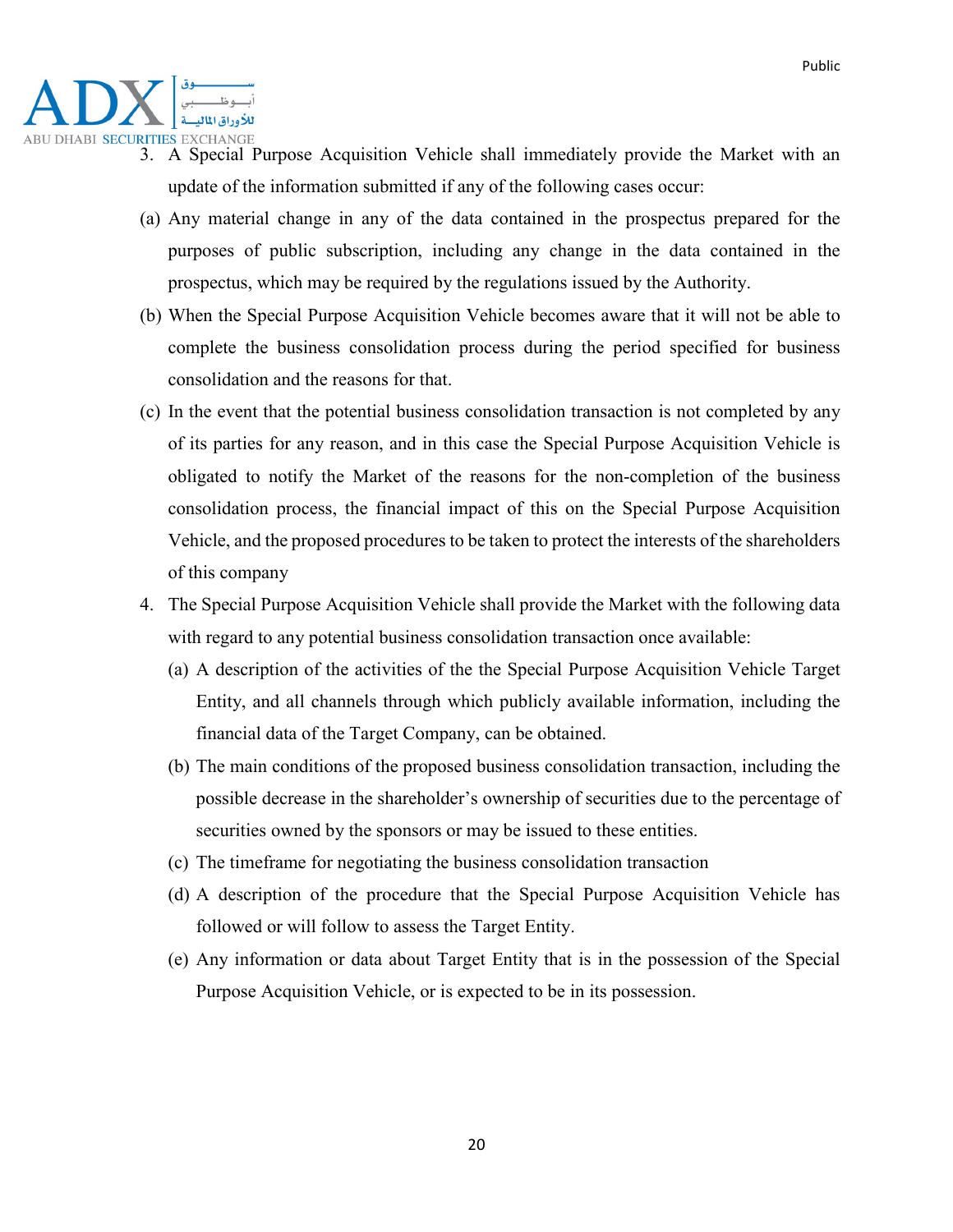3. A Special Purpose Acquisition Vehicle shall immediately provide the Market with an update of the information submitted if any of the following cases occur:

(a) Any material change in any of the data contained in the prospectus prepared for the purposes of public subscription, including any change in the data contained in the prospectus, which may be required by the regulations issued by the Authority.

(b) When the Special Purpose Acquisition Vehicle becomes aware that it will not be able to complete the business consolidation process during the period specified for business consolidation and the reasons for that.

(c) In the event that the potential business consolidation transaction is not completed by any of its parties for any reason, and in this case the Special Purpose Acquisition Vehicle is obligated to notify the Market of the reasons for the non-completion of the business consolidation process, the financial impact of this on the Special Purpose Acquisition Vehicle, and the proposed procedures to be taken to protect the interests of the shareholders of this company

4. The Special Purpose Acquisition Vehicle shall provide the Market with the following data with regard to any potential business consolidation transaction once available:

   (a) A description of the activities of the the Special Purpose Acquisition Vehicle Target Entity, and all channels through which publicly available information, including the financial data of the Target Company, can be obtained.

   (b) The main conditions of the proposed business consolidation transaction, including the possible decrease in the shareholder's ownership of securities due to the percentage of securities owned by the sponsors or may be issued to these entities.

   (c) The timeframe for negotiating the business consolidation transaction

   (d) A description of the procedure that the Special Purpose Acquisition Vehicle has followed or will follow to assess the Target Entity.

   (e) Any information or data about Target Entity that is in the possession of the Special Purpose Acquisition Vehicle, or is expected to be in its possession.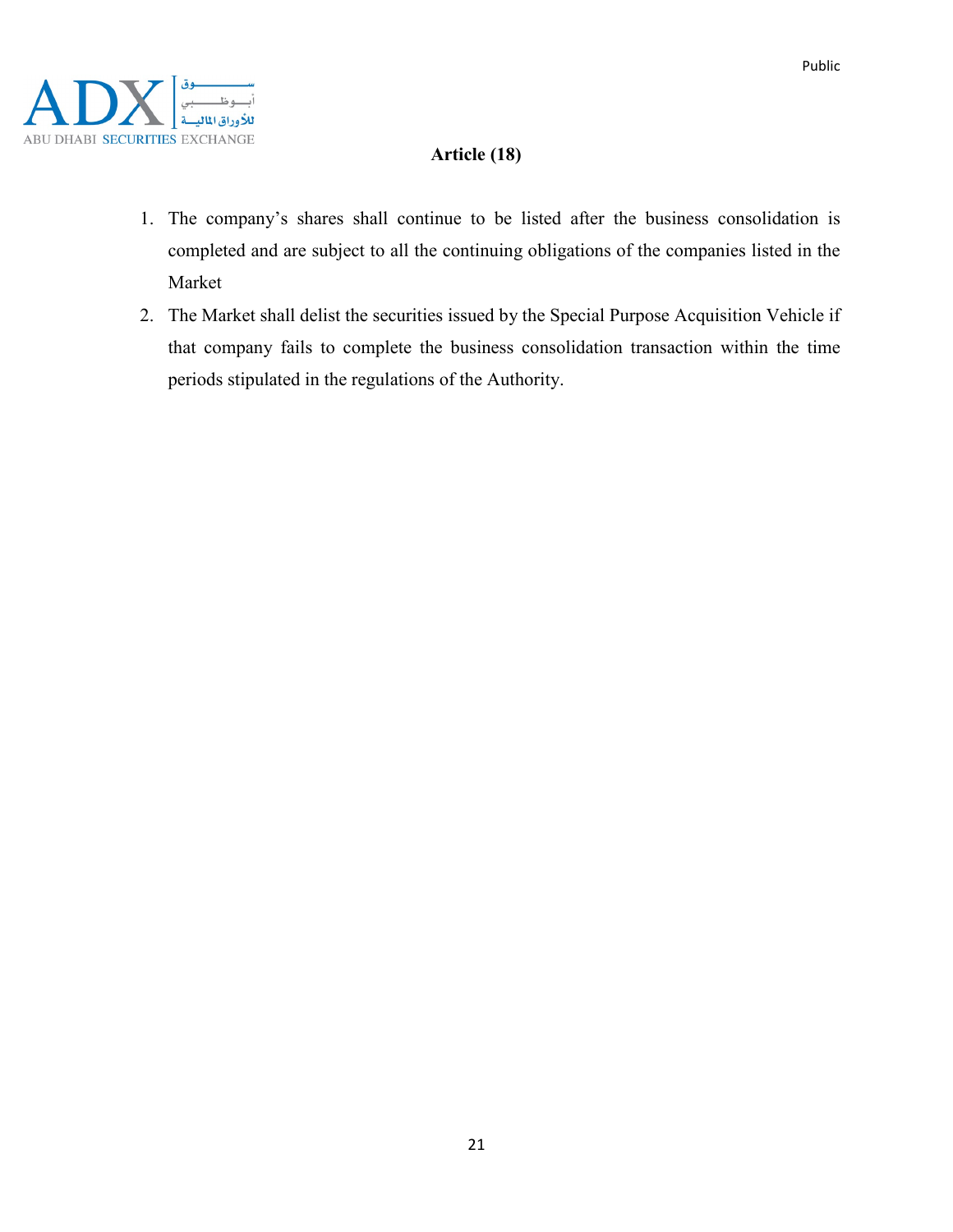## Article (18)

1. The company's shares shall continue to be listed after the business consolidation is completed and are subject to all the continuing obligations of the companies listed in the Market
2. The Market shall delist the securities issued by the Special Purpose Acquisition Vehicle if that company fails to complete the business consolidation transaction within the time periods stipulated in the regulations of the Authority.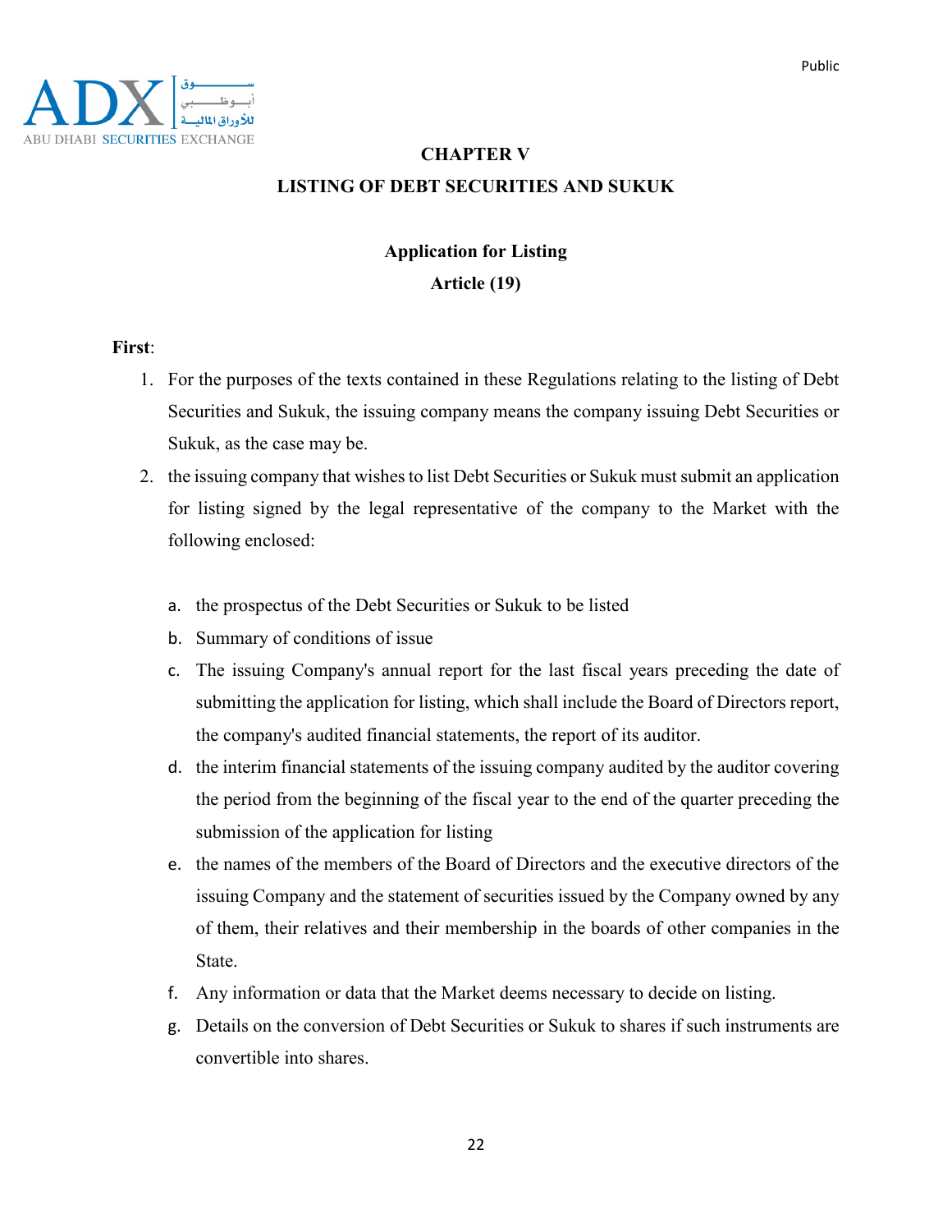## CHAPTER V

## LISTING OF DEBT SECURITIES AND SUKUK

### Application for Listing

### Article (19)

**First**:

1. For the purposes of the texts contained in these Regulations relating to the listing of Debt Securities and Sukuk, the issuing company means the company issuing Debt Securities or Sukuk, as the case may be.
2. the issuing company that wishes to list Debt Securities or Sukuk must submit an application for listing signed by the legal representative of the company to the Market with the following enclosed:

   a. the prospectus of the Debt Securities or Sukuk to be listed

   b. Summary of conditions of issue

   c. The issuing Company's annual report for the last fiscal years preceding the date of submitting the application for listing, which shall include the Board of Directors report, the company's audited financial statements, the report of its auditor.

   d. the interim financial statements of the issuing company audited by the auditor covering the period from the beginning of the fiscal year to the end of the quarter preceding the submission of the application for listing

   e. the names of the members of the Board of Directors and the executive directors of the issuing Company and the statement of securities issued by the Company owned by any of them, their relatives and their membership in the boards of other companies in the State.

   f. Any information or data that the Market deems necessary to decide on listing.

   g. Details on the conversion of Debt Securities or Sukuk to shares if such instruments are convertible into shares.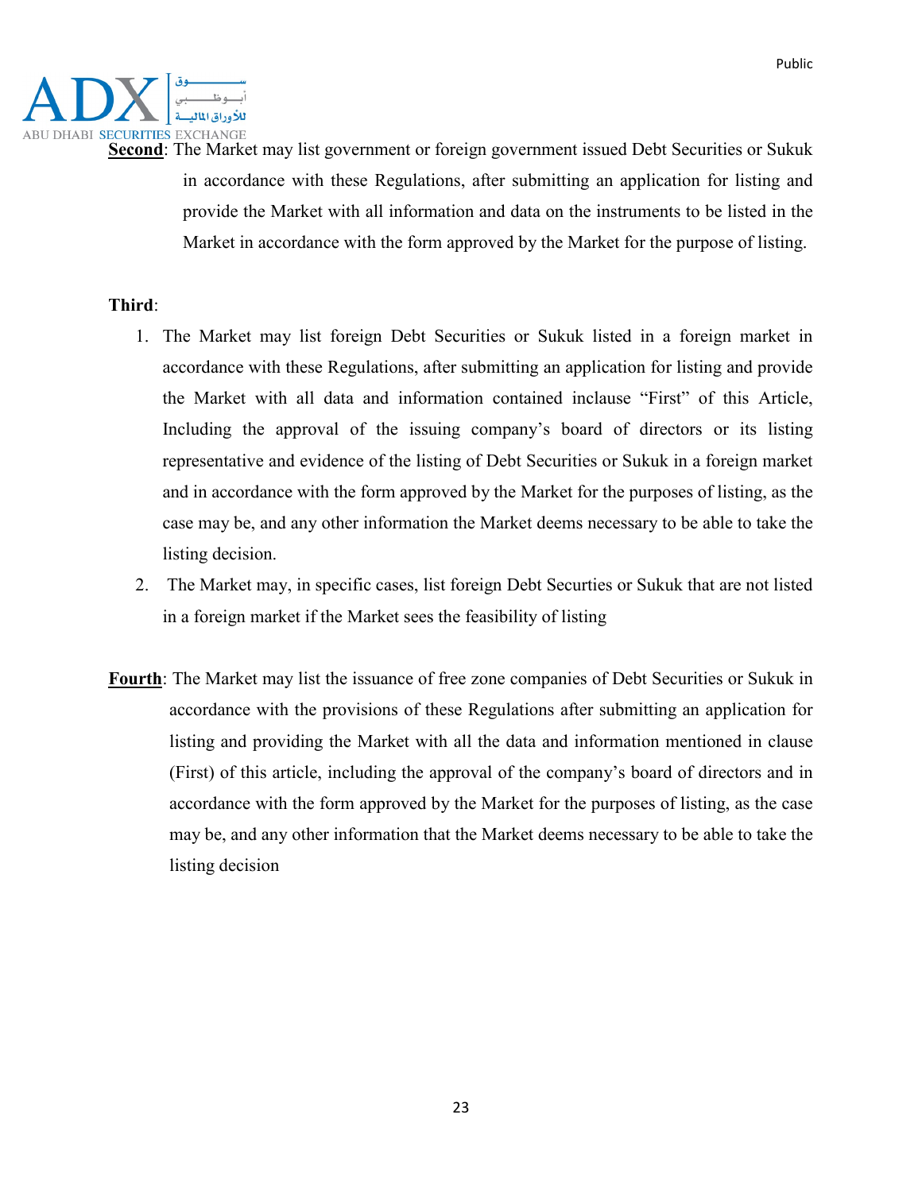**Second**: The Market may list government or foreign government issued Debt Securities or Sukuk in accordance with these Regulations, after submitting an application for listing and provide the Market with all information and data on the instruments to be listed in the Market in accordance with the form approved by the Market for the purpose of listing.

**Third**:

1. The Market may list foreign Debt Securities or Sukuk listed in a foreign market in accordance with these Regulations, after submitting an application for listing and provide the Market with all data and information contained inclause "First" of this Article, Including the approval of the issuing company's board of directors or its listing representative and evidence of the listing of Debt Securities or Sukuk in a foreign market and in accordance with the form approved by the Market for the purposes of listing, as the case may be, and any other information the Market deems necessary to be able to take the listing decision.
2. The Market may, in specific cases, list foreign Debt Securties or Sukuk that are not listed in a foreign market if the Market sees the feasibility of listing

**Fourth**: The Market may list the issuance of free zone companies of Debt Securities or Sukuk in accordance with the provisions of these Regulations after submitting an application for listing and providing the Market with all the data and information mentioned in clause (First) of this article, including the approval of the company's board of directors and in accordance with the form approved by the Market for the purposes of listing, as the case may be, and any other information that the Market deems necessary to be able to take the listing decision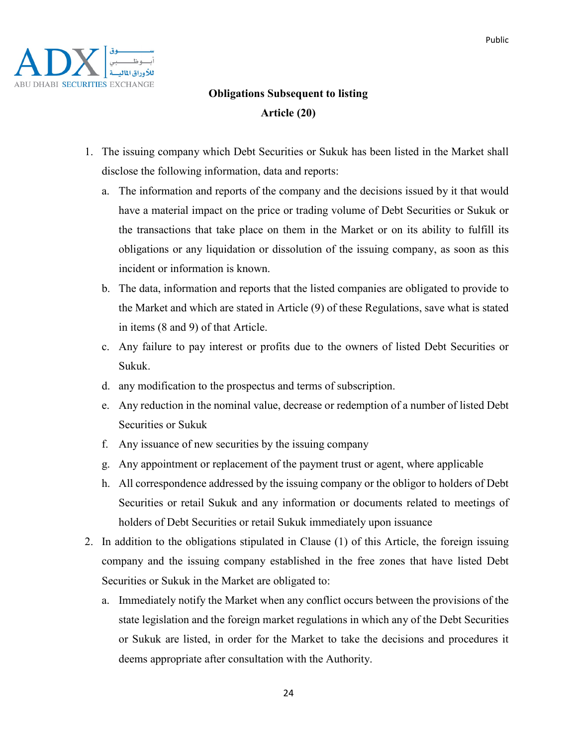## Obligations Subsequent to listing

## Article (20)

1. The issuing company which Debt Securities or Sukuk has been listed in the Market shall disclose the following information, data and reports:
   a. The information and reports of the company and the decisions issued by it that would have a material impact on the price or trading volume of Debt Securities or Sukuk or the transactions that take place on them in the Market or on its ability to fulfill its obligations or any liquidation or dissolution of the issuing company, as soon as this incident or information is known.
   b. The data, information and reports that the listed companies are obligated to provide to the Market and which are stated in Article (9) of these Regulations, save what is stated in items (8 and 9) of that Article.
   c. Any failure to pay interest or profits due to the owners of listed Debt Securities or Sukuk.
   d. any modification to the prospectus and terms of subscription.
   e. Any reduction in the nominal value, decrease or redemption of a number of listed Debt Securities or Sukuk
   f. Any issuance of new securities by the issuing company
   g. Any appointment or replacement of the payment trust or agent, where applicable
   h. All correspondence addressed by the issuing company or the obligor to holders of Debt Securities or retail Sukuk and any information or documents related to meetings of holders of Debt Securities or retail Sukuk immediately upon issuance
2. In addition to the obligations stipulated in Clause (1) of this Article, the foreign issuing company and the issuing company established in the free zones that have listed Debt Securities or Sukuk in the Market are obligated to:
   a. Immediately notify the Market when any conflict occurs between the provisions of the state legislation and the foreign market regulations in which any of the Debt Securities or Sukuk are listed, in order for the Market to take the decisions and procedures it deems appropriate after consultation with the Authority.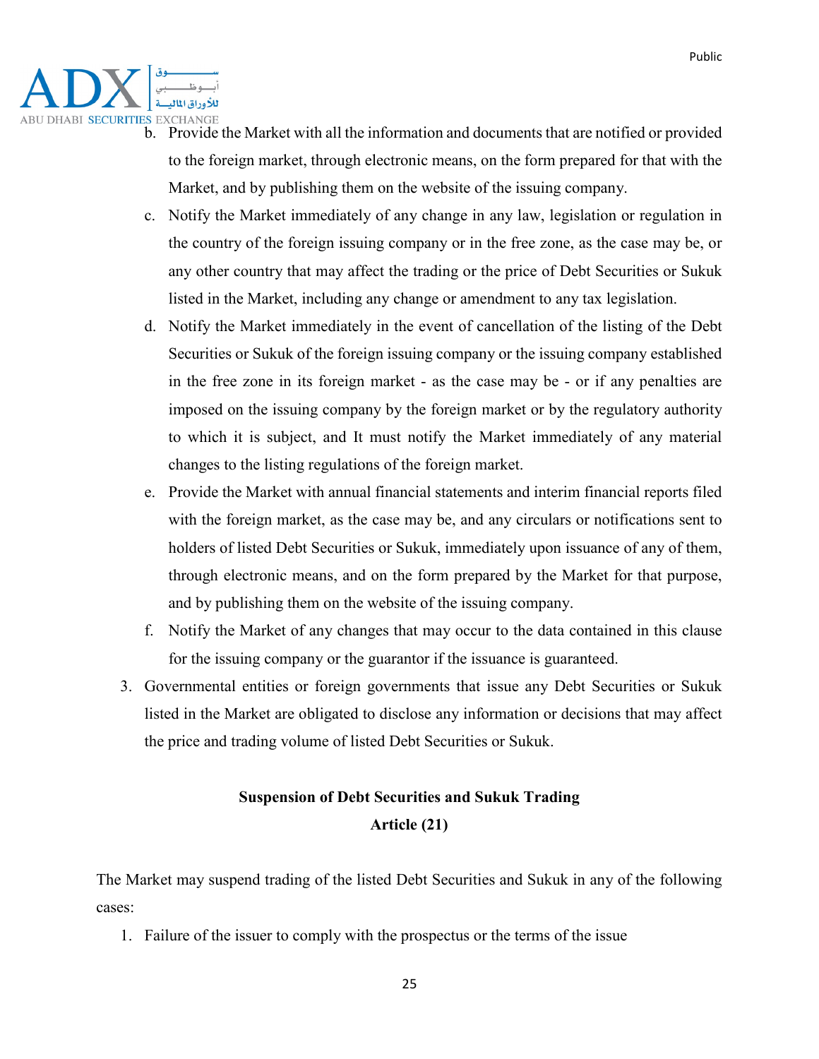b. Provide the Market with all the information and documents that are notified or provided to the foreign market, through electronic means, on the form prepared for that with the Market, and by publishing them on the website of the issuing company.

c. Notify the Market immediately of any change in any law, legislation or regulation in the country of the foreign issuing company or in the free zone, as the case may be, or any other country that may affect the trading or the price of Debt Securities or Sukuk listed in the Market, including any change or amendment to any tax legislation.

d. Notify the Market immediately in the event of cancellation of the listing of the Debt Securities or Sukuk of the foreign issuing company or the issuing company established in the free zone in its foreign market - as the case may be - or if any penalties are imposed on the issuing company by the foreign market or by the regulatory authority to which it is subject, and It must notify the Market immediately of any material changes to the listing regulations of the foreign market.

e. Provide the Market with annual financial statements and interim financial reports filed with the foreign market, as the case may be, and any circulars or notifications sent to holders of listed Debt Securities or Sukuk, immediately upon issuance of any of them, through electronic means, and on the form prepared by the Market for that purpose, and by publishing them on the website of the issuing company.

f. Notify the Market of any changes that may occur to the data contained in this clause for the issuing company or the guarantor if the issuance is guaranteed.

3. Governmental entities or foreign governments that issue any Debt Securities or Sukuk listed in the Market are obligated to disclose any information or decisions that may affect the price and trading volume of listed Debt Securities or Sukuk.

**Suspension of Debt Securities and Sukuk Trading**

**Article (21)**

The Market may suspend trading of the listed Debt Securities and Sukuk in any of the following cases:

1. Failure of the issuer to comply with the prospectus or the terms of the issue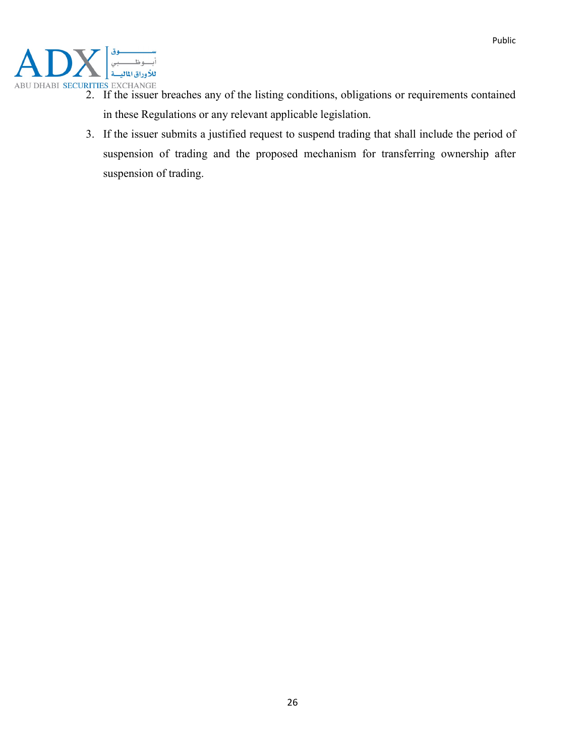2. If the issuer breaches any of the listing conditions, obligations or requirements contained in these Regulations or any relevant applicable legislation.
3. If the issuer submits a justified request to suspend trading that shall include the period of suspension of trading and the proposed mechanism for transferring ownership after suspension of trading.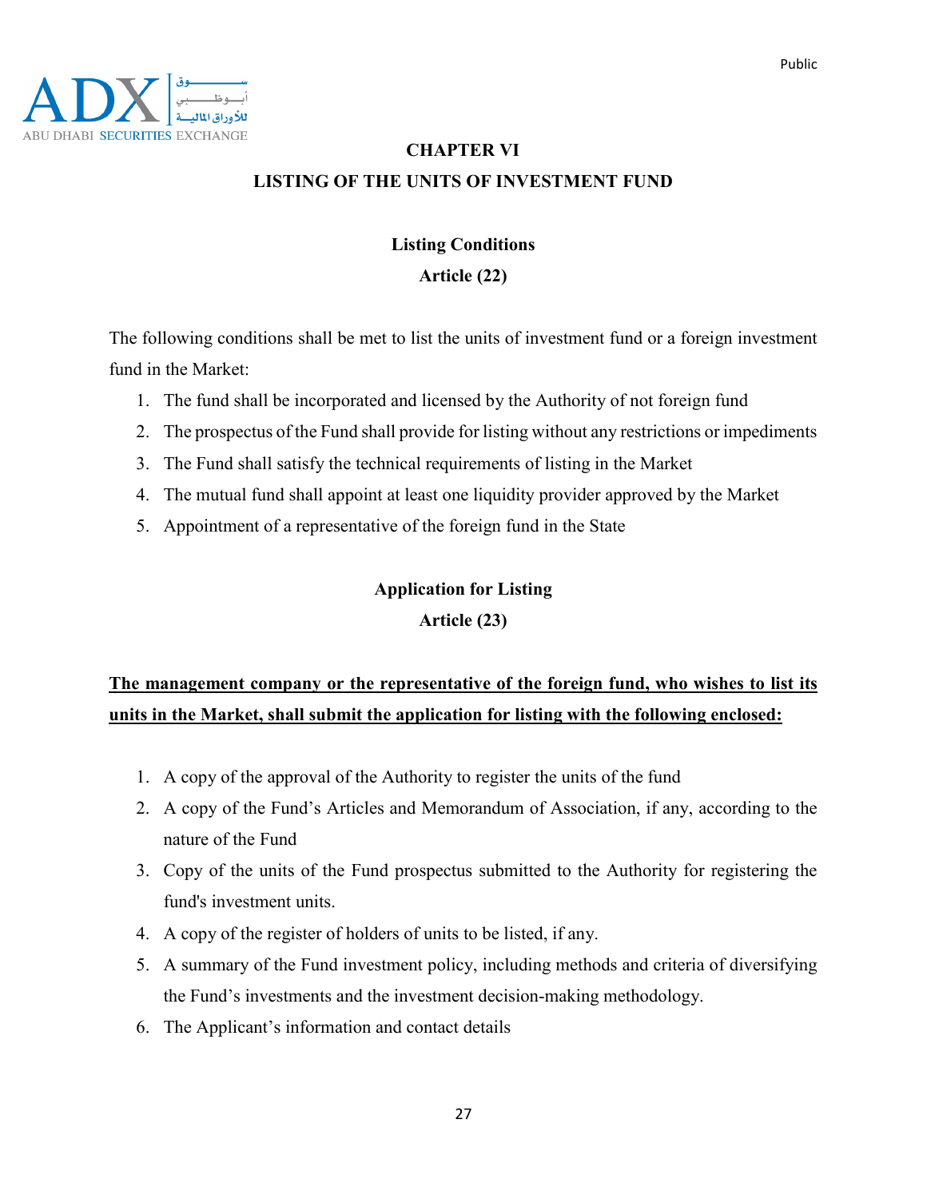# CHAPTER VI

## LISTING OF THE UNITS OF INVESTMENT FUND

### Listing Conditions

### Article (22)

The following conditions shall be met to list the units of investment fund or a foreign investment fund in the Market:

1. The fund shall be incorporated and licensed by the Authority of not foreign fund
2. The prospectus of the Fund shall provide for listing without any restrictions or impediments
3. The Fund shall satisfy the technical requirements of listing in the Market
4. The mutual fund shall appoint at least one liquidity provider approved by the Market
5. Appointment of a representative of the foreign fund in the State

### Application for Listing

### Article (23)

**The management company or the representative of the foreign fund, who wishes to list its units in the Market, shall submit the application for listing with the following enclosed:**

1. A copy of the approval of the Authority to register the units of the fund
2. A copy of the Fund's Articles and Memorandum of Association, if any, according to the nature of the Fund
3. Copy of the units of the Fund prospectus submitted to the Authority for registering the fund's investment units.
4. A copy of the register of holders of units to be listed, if any.
5. A summary of the Fund investment policy, including methods and criteria of diversifying the Fund's investments and the investment decision-making methodology.
6. The Applicant's information and contact details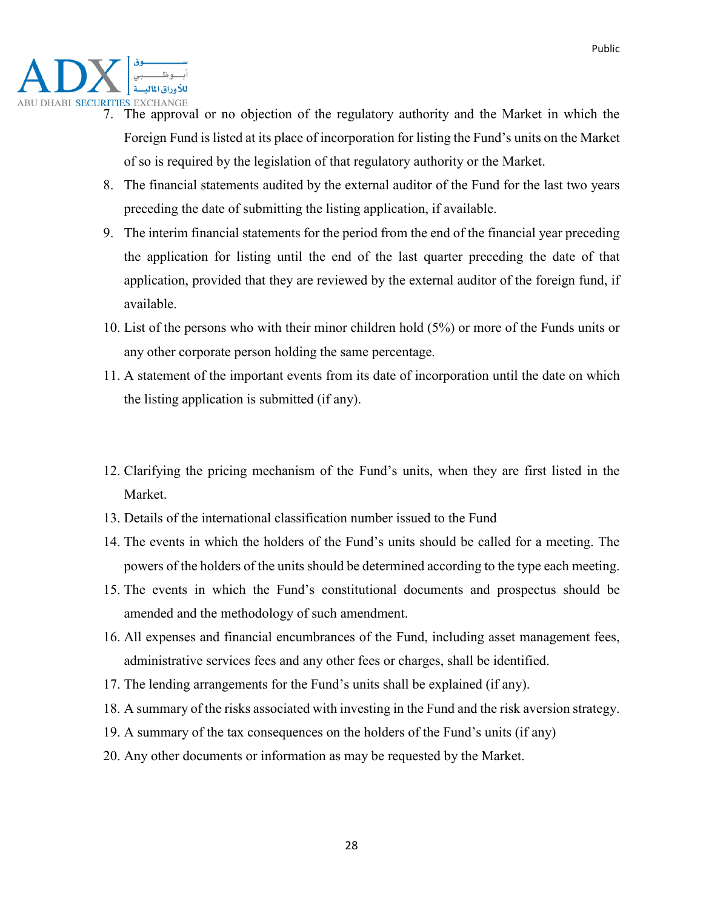7. The approval or no objection of the regulatory authority and the Market in which the Foreign Fund is listed at its place of incorporation for listing the Fund's units on the Market of so is required by the legislation of that regulatory authority or the Market.
8. The financial statements audited by the external auditor of the Fund for the last two years preceding the date of submitting the listing application, if available.
9. The interim financial statements for the period from the end of the financial year preceding the application for listing until the end of the last quarter preceding the date of that application, provided that they are reviewed by the external auditor of the foreign fund, if available.
10. List of the persons who with their minor children hold (5%) or more of the Funds units or any other corporate person holding the same percentage.
11. A statement of the important events from its date of incorporation until the date on which the listing application is submitted (if any).
12. Clarifying the pricing mechanism of the Fund's units, when they are first listed in the Market.
13. Details of the international classification number issued to the Fund
14. The events in which the holders of the Fund's units should be called for a meeting. The powers of the holders of the units should be determined according to the type each meeting.
15. The events in which the Fund's constitutional documents and prospectus should be amended and the methodology of such amendment.
16. All expenses and financial encumbrances of the Fund, including asset management fees, administrative services fees and any other fees or charges, shall be identified.
17. The lending arrangements for the Fund's units shall be explained (if any).
18. A summary of the risks associated with investing in the Fund and the risk aversion strategy.
19. A summary of the tax consequences on the holders of the Fund's units (if any)
20. Any other documents or information as may be requested by the Market.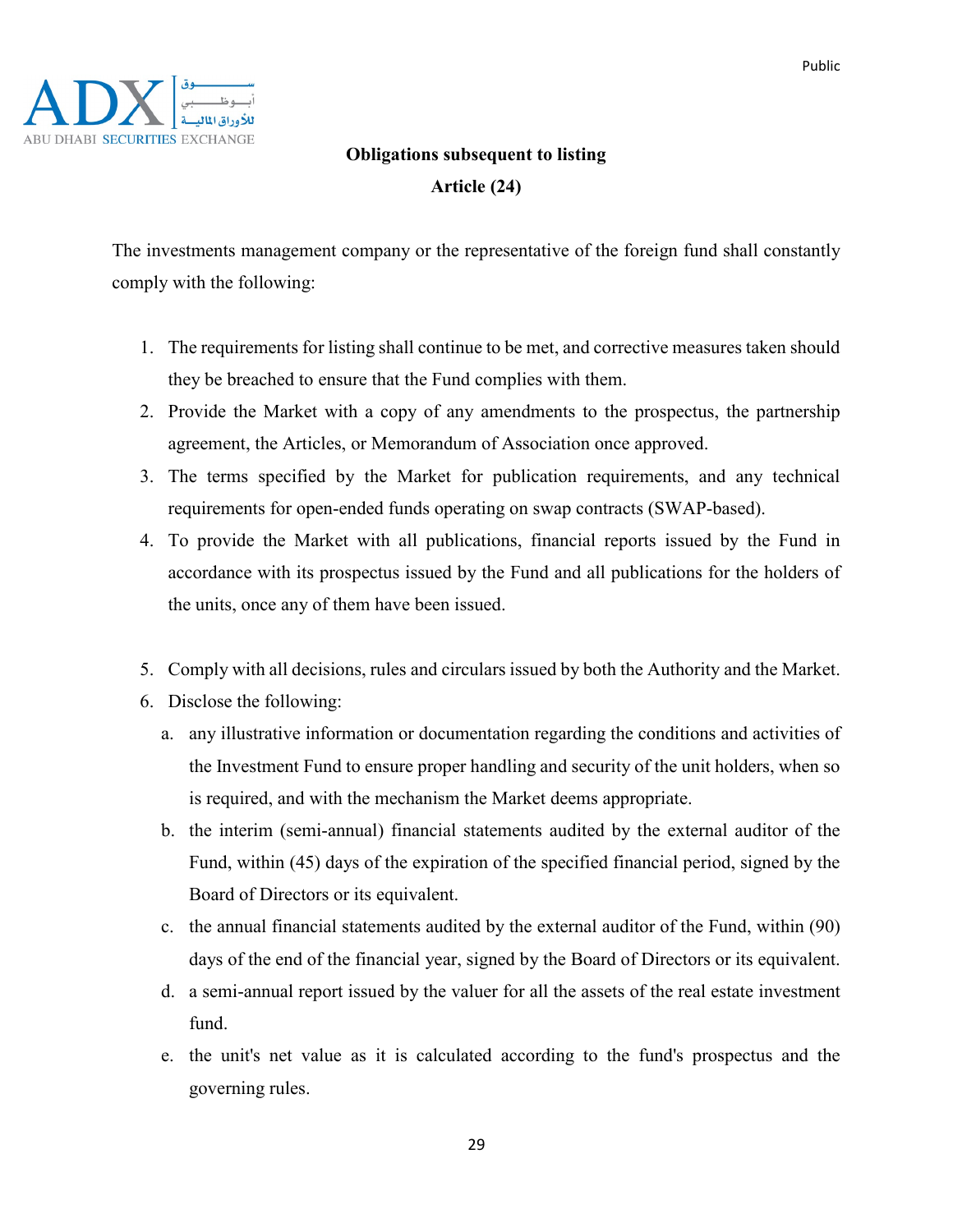**Obligations subsequent to listing**

**Article (24)**

The investments management company or the representative of the foreign fund shall constantly comply with the following:

1. The requirements for listing shall continue to be met, and corrective measures taken should they be breached to ensure that the Fund complies with them.
2. Provide the Market with a copy of any amendments to the prospectus, the partnership agreement, the Articles, or Memorandum of Association once approved.
3. The terms specified by the Market for publication requirements, and any technical requirements for open-ended funds operating on swap contracts (SWAP-based).
4. To provide the Market with all publications, financial reports issued by the Fund in accordance with its prospectus issued by the Fund and all publications for the holders of the units, once any of them have been issued.
5. Comply with all decisions, rules and circulars issued by both the Authority and the Market.
6. Disclose the following:
   a. any illustrative information or documentation regarding the conditions and activities of the Investment Fund to ensure proper handling and security of the unit holders, when so is required, and with the mechanism the Market deems appropriate.
   b. the interim (semi-annual) financial statements audited by the external auditor of the Fund, within (45) days of the expiration of the specified financial period, signed by the Board of Directors or its equivalent.
   c. the annual financial statements audited by the external auditor of the Fund, within (90) days of the end of the financial year, signed by the Board of Directors or its equivalent.
   d. a semi-annual report issued by the valuer for all the assets of the real estate investment fund.
   e. the unit's net value as it is calculated according to the fund's prospectus and the governing rules.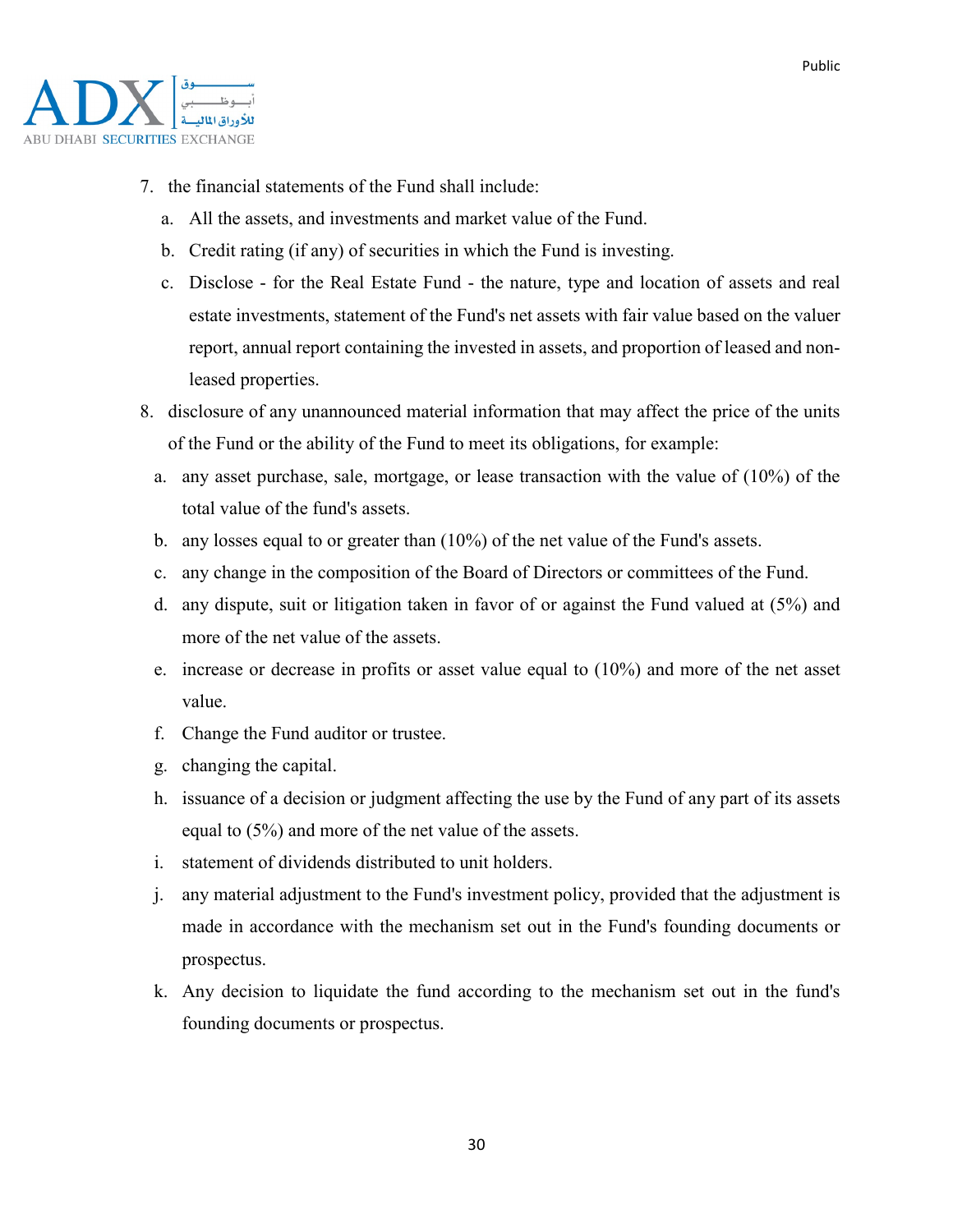7. the financial statements of the Fund shall include:
   a. All the assets, and investments and market value of the Fund.
   b. Credit rating (if any) of securities in which the Fund is investing.
   c. Disclose - for the Real Estate Fund - the nature, type and location of assets and real estate investments, statement of the Fund's net assets with fair value based on the valuer report, annual report containing the invested in assets, and proportion of leased and non-leased properties.
8. disclosure of any unannounced material information that may affect the price of the units of the Fund or the ability of the Fund to meet its obligations, for example:
   a. any asset purchase, sale, mortgage, or lease transaction with the value of (10%) of the total value of the fund's assets.
   b. any losses equal to or greater than (10%) of the net value of the Fund's assets.
   c. any change in the composition of the Board of Directors or committees of the Fund.
   d. any dispute, suit or litigation taken in favor of or against the Fund valued at (5%) and more of the net value of the assets.
   e. increase or decrease in profits or asset value equal to (10%) and more of the net asset value.
   f. Change the Fund auditor or trustee.
   g. changing the capital.
   h. issuance of a decision or judgment affecting the use by the Fund of any part of its assets equal to (5%) and more of the net value of the assets.
   i. statement of dividends distributed to unit holders.
   j. any material adjustment to the Fund's investment policy, provided that the adjustment is made in accordance with the mechanism set out in the Fund's founding documents or prospectus.
   k. Any decision to liquidate the fund according to the mechanism set out in the fund's founding documents or prospectus.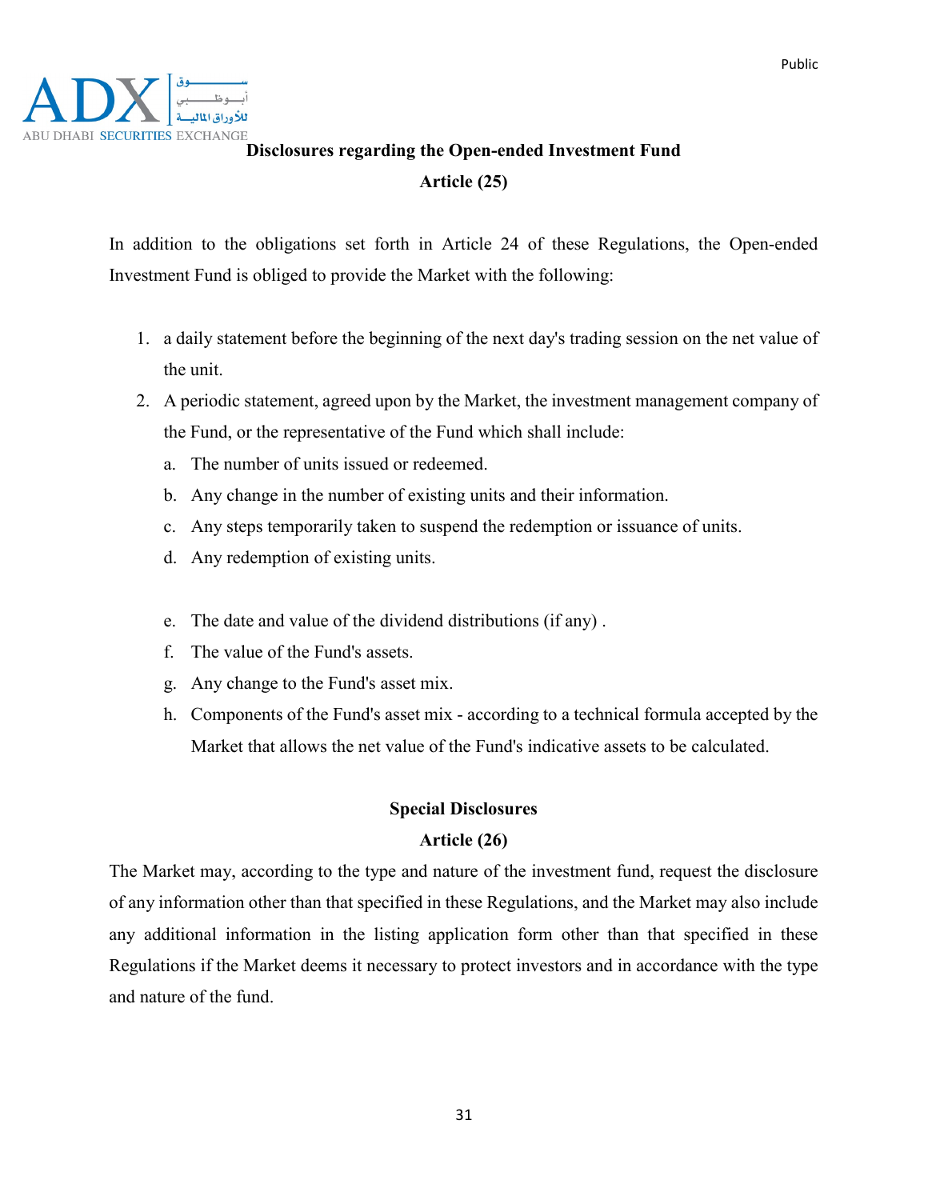## Disclosures regarding the Open-ended Investment Fund

### Article (25)

In addition to the obligations set forth in Article 24 of these Regulations, the Open-ended Investment Fund is obliged to provide the Market with the following:

1. a daily statement before the beginning of the next day's trading session on the net value of the unit.
2. A periodic statement, agreed upon by the Market, the investment management company of the Fund, or the representative of the Fund which shall include:
   a. The number of units issued or redeemed.
   b. Any change in the number of existing units and their information.
   c. Any steps temporarily taken to suspend the redemption or issuance of units.
   d. Any redemption of existing units.
   e. The date and value of the dividend distributions (if any) .
   f. The value of the Fund's assets.
   g. Any change to the Fund's asset mix.
   h. Components of the Fund's asset mix - according to a technical formula accepted by the Market that allows the net value of the Fund's indicative assets to be calculated.

## Special Disclosures

### Article (26)

The Market may, according to the type and nature of the investment fund, request the disclosure of any information other than that specified in these Regulations, and the Market may also include any additional information in the listing application form other than that specified in these Regulations if the Market deems it necessary to protect investors and in accordance with the type and nature of the fund.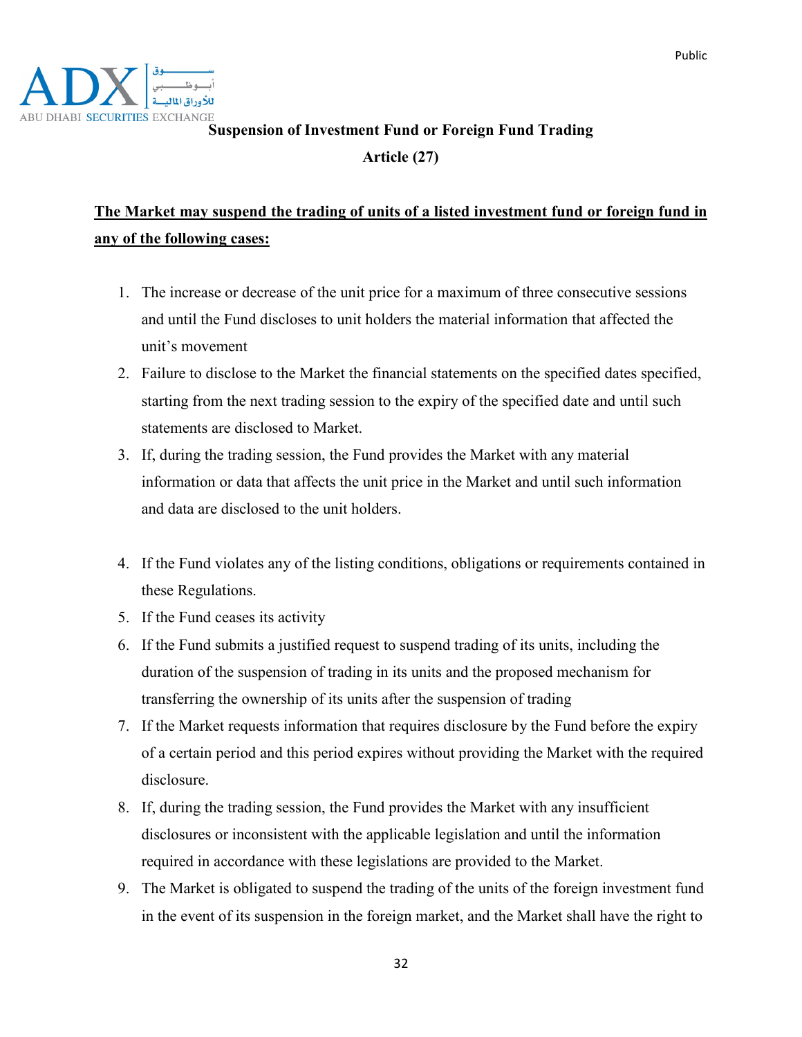## Suspension of Investment Fund or Foreign Fund Trading

## Article (27)

**The Market may suspend the trading of units of a listed investment fund or foreign fund in any of the following cases:**

1. The increase or decrease of the unit price for a maximum of three consecutive sessions and until the Fund discloses to unit holders the material information that affected the unit's movement
2. Failure to disclose to the Market the financial statements on the specified dates specified, starting from the next trading session to the expiry of the specified date and until such statements are disclosed to Market.
3. If, during the trading session, the Fund provides the Market with any material information or data that affects the unit price in the Market and until such information and data are disclosed to the unit holders.
4. If the Fund violates any of the listing conditions, obligations or requirements contained in these Regulations.
5. If the Fund ceases its activity
6. If the Fund submits a justified request to suspend trading of its units, including the duration of the suspension of trading in its units and the proposed mechanism for transferring the ownership of its units after the suspension of trading
7. If the Market requests information that requires disclosure by the Fund before the expiry of a certain period and this period expires without providing the Market with the required disclosure.
8. If, during the trading session, the Fund provides the Market with any insufficient disclosures or inconsistent with the applicable legislation and until the information required in accordance with these legislations are provided to the Market.
9. The Market is obligated to suspend the trading of the units of the foreign investment fund in the event of its suspension in the foreign market, and the Market shall have the right to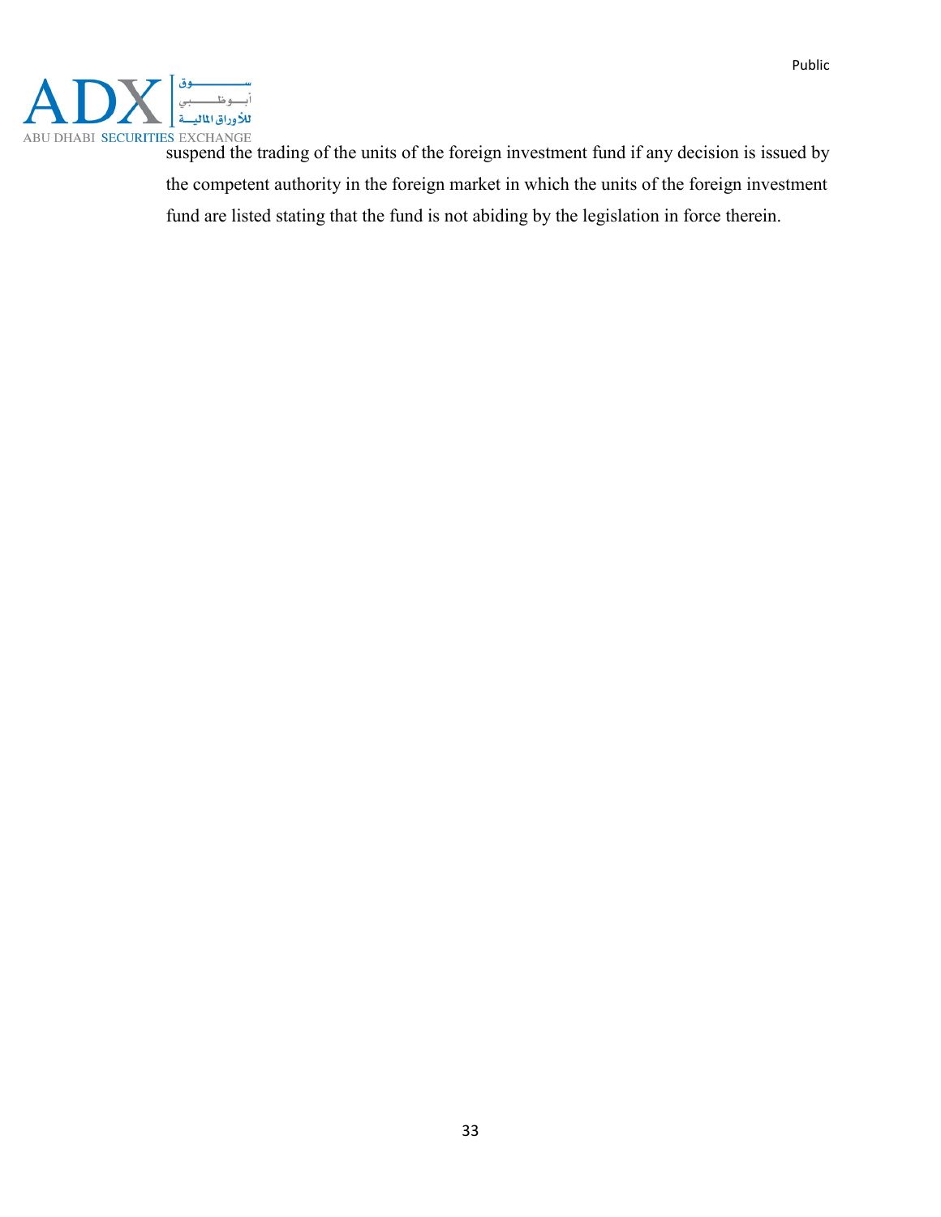suspend the trading of the units of the foreign investment fund if any decision is issued by the competent authority in the foreign market in which the units of the foreign investment fund are listed stating that the fund is not abiding by the legislation in force therein.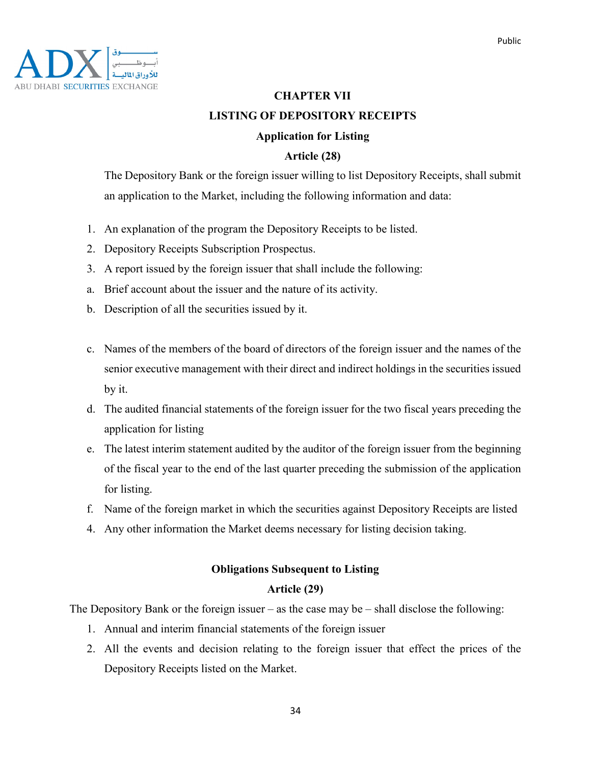## CHAPTER VII

## LISTING OF DEPOSITORY RECEIPTS

### Application for Listing

### Article (28)

The Depository Bank or the foreign issuer willing to list Depository Receipts, shall submit an application to the Market, including the following information and data:

1. An explanation of the program the Depository Receipts to be listed.
2. Depository Receipts Subscription Prospectus.
3. A report issued by the foreign issuer that shall include the following:

a. Brief account about the issuer and the nature of its activity.

b. Description of all the securities issued by it.

c. Names of the members of the board of directors of the foreign issuer and the names of the senior executive management with their direct and indirect holdings in the securities issued by it.

d. The audited financial statements of the foreign issuer for the two fiscal years preceding the application for listing

e. The latest interim statement audited by the auditor of the foreign issuer from the beginning of the fiscal year to the end of the last quarter preceding the submission of the application for listing.

f. Name of the foreign market in which the securities against Depository Receipts are listed

4. Any other information the Market deems necessary for listing decision taking.

### Obligations Subsequent to Listing

### Article (29)

The Depository Bank or the foreign issuer – as the case may be – shall disclose the following:

1. Annual and interim financial statements of the foreign issuer
2. All the events and decision relating to the foreign issuer that effect the prices of the Depository Receipts listed on the Market.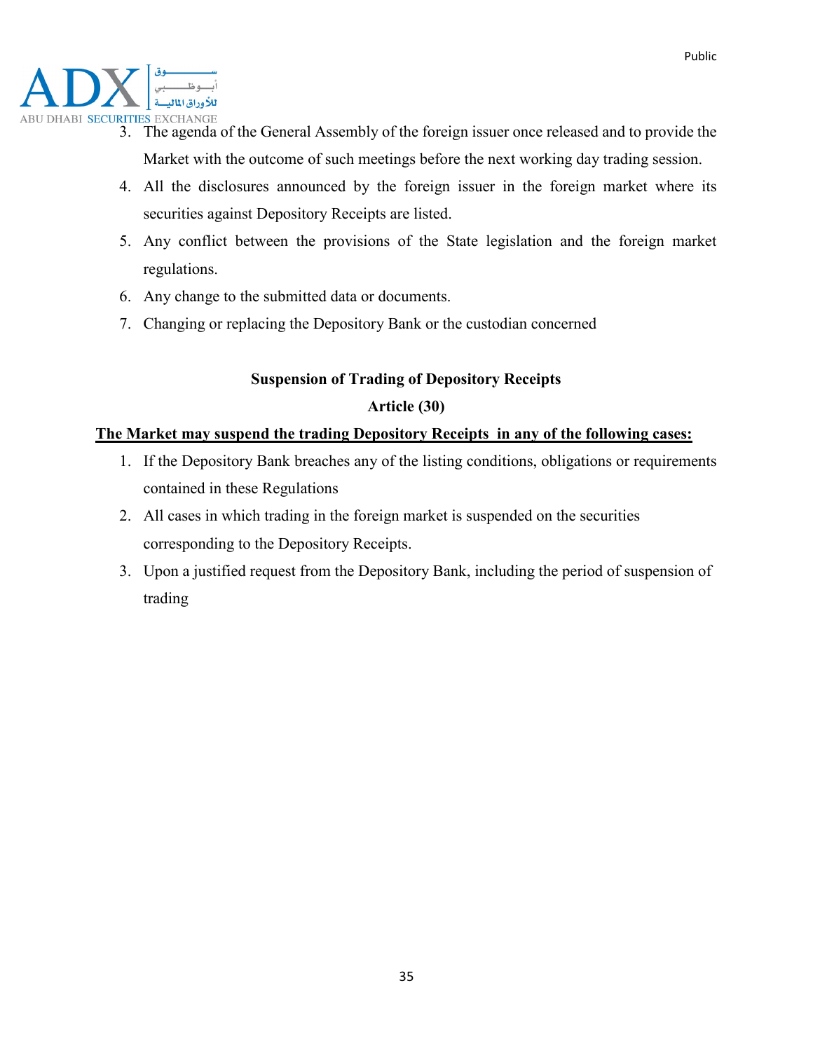3. The agenda of the General Assembly of the foreign issuer once released and to provide the Market with the outcome of such meetings before the next working day trading session.
4. All the disclosures announced by the foreign issuer in the foreign market where its securities against Depository Receipts are listed.
5. Any conflict between the provisions of the State legislation and the foreign market regulations.
6. Any change to the submitted data or documents.
7. Changing or replacing the Depository Bank or the custodian concerned

**Suspension of Trading of Depository Receipts**

**Article (30)**

**The Market may suspend the trading Depository Receipts  in any of the following cases:**

1. If the Depository Bank breaches any of the listing conditions, obligations or requirements contained in these Regulations
2. All cases in which trading in the foreign market is suspended on the securities corresponding to the Depository Receipts.
3. Upon a justified request from the Depository Bank, including the period of suspension of trading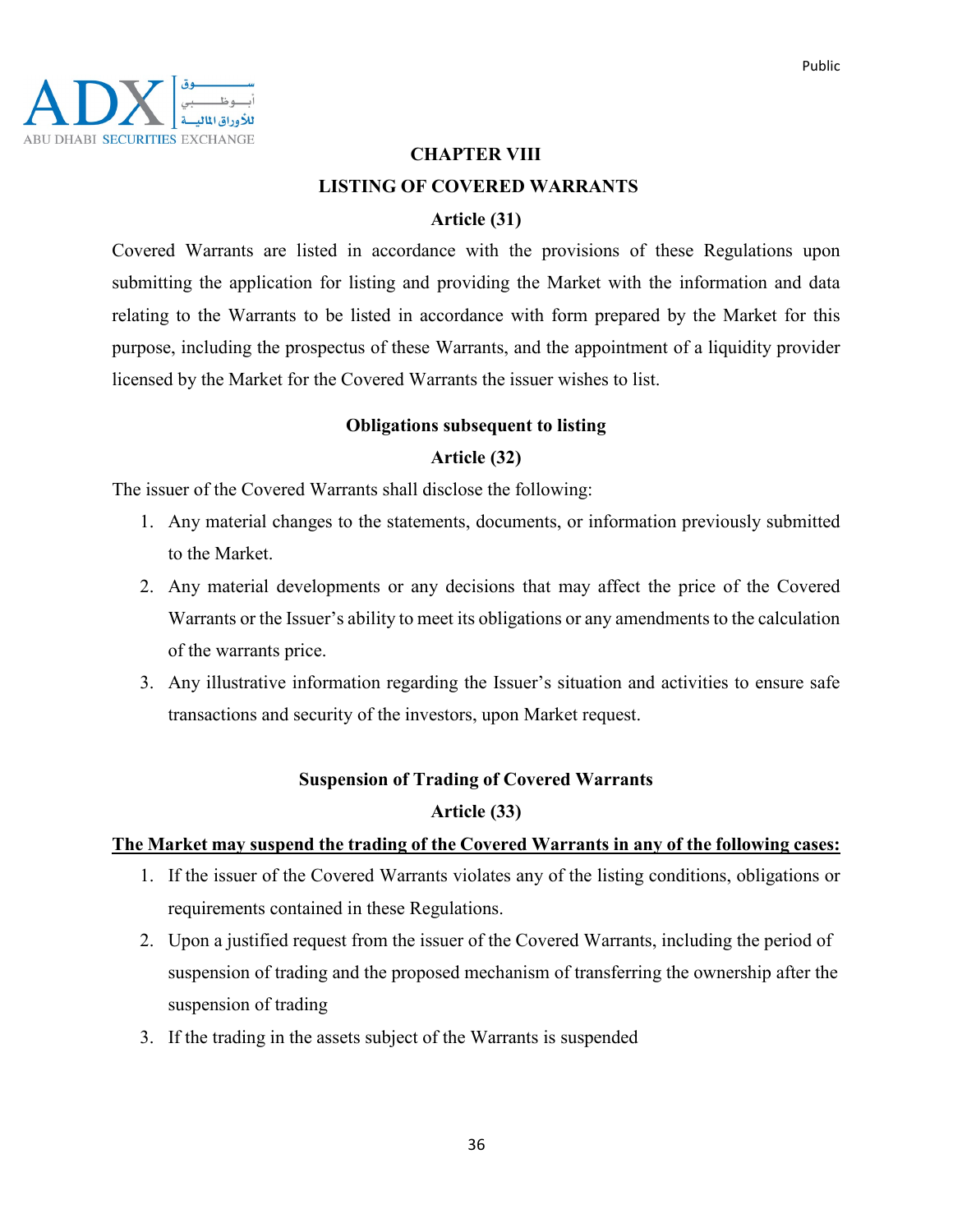## CHAPTER VIII

## LISTING OF COVERED WARRANTS

### Article (31)

Covered Warrants are listed in accordance with the provisions of these Regulations upon submitting the application for listing and providing the Market with the information and data relating to the Warrants to be listed in accordance with form prepared by the Market for this purpose, including the prospectus of these Warrants, and the appointment of a liquidity provider licensed by the Market for the Covered Warrants the issuer wishes to list.

### Obligations subsequent to listing

### Article (32)

The issuer of the Covered Warrants shall disclose the following:

1. Any material changes to the statements, documents, or information previously submitted to the Market.
2. Any material developments or any decisions that may affect the price of the Covered Warrants or the Issuer's ability to meet its obligations or any amendments to the calculation of the warrants price.
3. Any illustrative information regarding the Issuer's situation and activities to ensure safe transactions and security of the investors, upon Market request.

### Suspension of Trading of Covered Warrants

### Article (33)

<u>**The Market may suspend the trading of the Covered Warrants in any of the following cases:**</u>

1. If the issuer of the Covered Warrants violates any of the listing conditions, obligations or requirements contained in these Regulations.
2. Upon a justified request from the issuer of the Covered Warrants, including the period of suspension of trading and the proposed mechanism of transferring the ownership after the suspension of trading
3. If the trading in the assets subject of the Warrants is suspended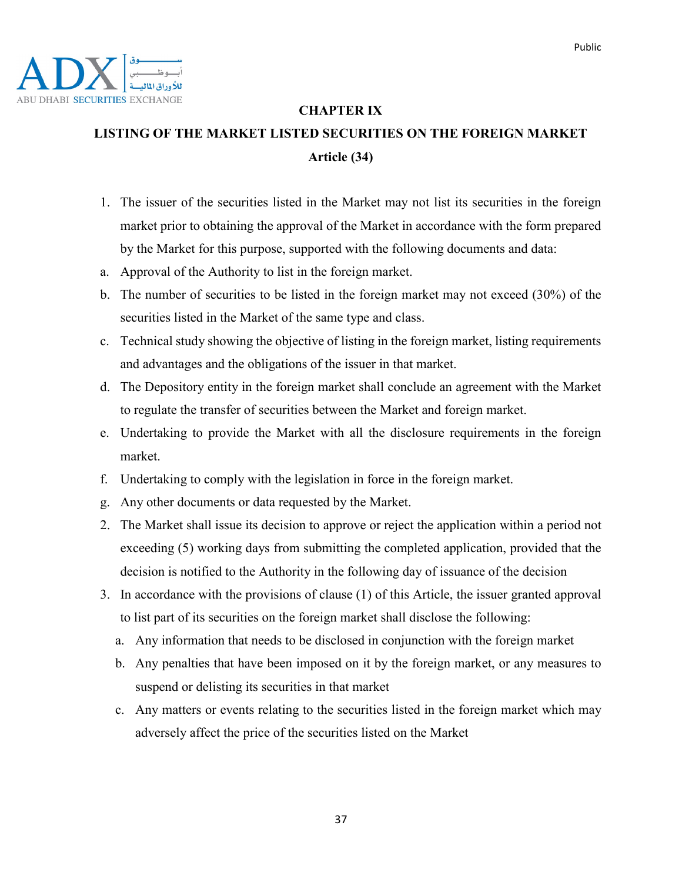## CHAPTER IX

## LISTING OF THE MARKET LISTED SECURITIES ON THE FOREIGN MARKET

### Article (34)

1. The issuer of the securities listed in the Market may not list its securities in the foreign market prior to obtaining the approval of the Market in accordance with the form prepared by the Market for this purpose, supported with the following documents and data:

a. Approval of the Authority to list in the foreign market.

b. The number of securities to be listed in the foreign market may not exceed (30%) of the securities listed in the Market of the same type and class.

c. Technical study showing the objective of listing in the foreign market, listing requirements and advantages and the obligations of the issuer in that market.

d. The Depository entity in the foreign market shall conclude an agreement with the Market to regulate the transfer of securities between the Market and foreign market.

e. Undertaking to provide the Market with all the disclosure requirements in the foreign market.

f. Undertaking to comply with the legislation in force in the foreign market.

g. Any other documents or data requested by the Market.

2. The Market shall issue its decision to approve or reject the application within a period not exceeding (5) working days from submitting the completed application, provided that the decision is notified to the Authority in the following day of issuance of the decision

3. In accordance with the provisions of clause (1) of this Article, the issuer granted approval to list part of its securities on the foreign market shall disclose the following:
   a. Any information that needs to be disclosed in conjunction with the foreign market
   b. Any penalties that have been imposed on it by the foreign market, or any measures to suspend or delisting its securities in that market
   c. Any matters or events relating to the securities listed in the foreign market which may adversely affect the price of the securities listed on the Market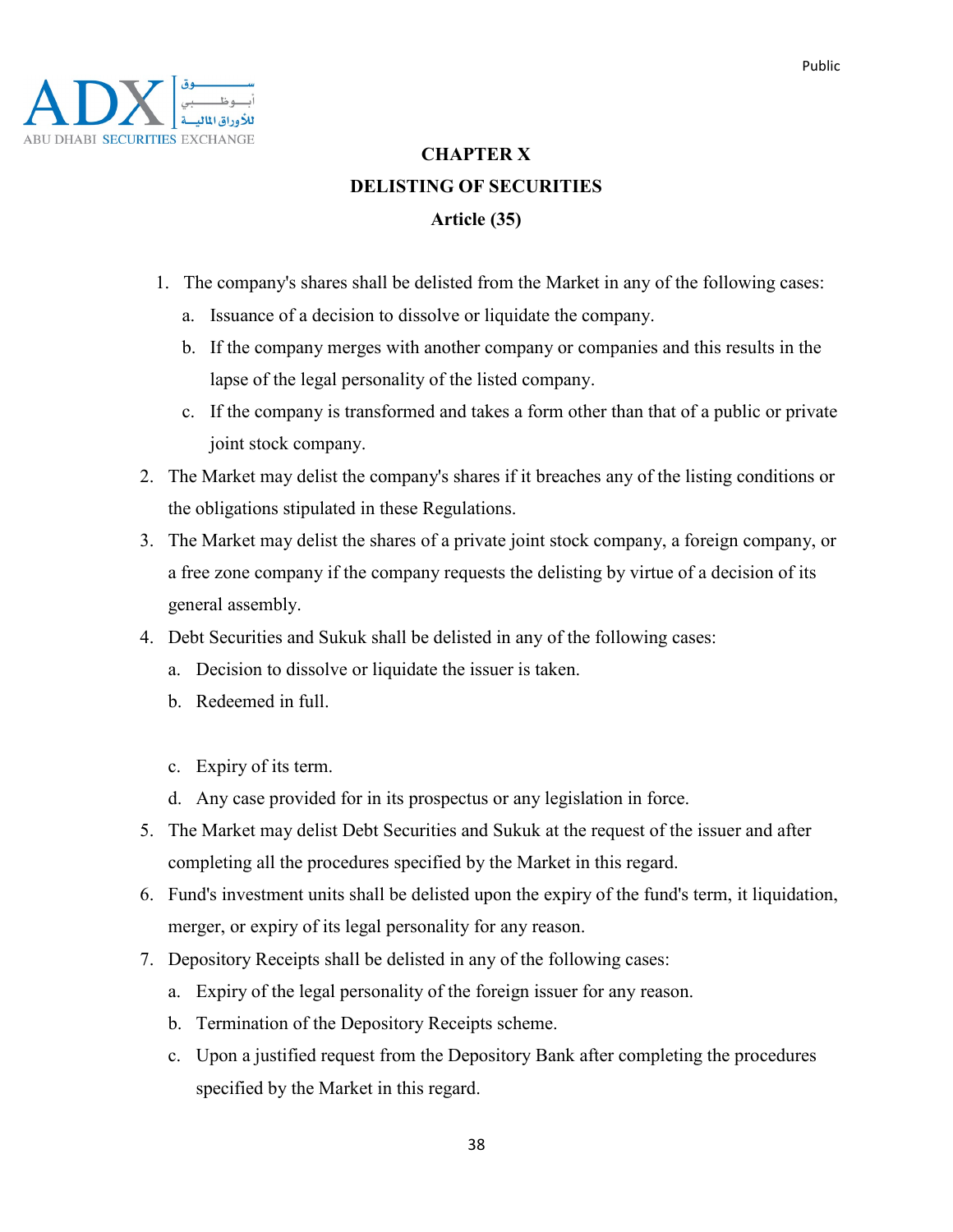# CHAPTER X

# DELISTING OF SECURITIES

## Article (35)

1. The company's shares shall be delisted from the Market in any of the following cases:
   a. Issuance of a decision to dissolve or liquidate the company.
   b. If the company merges with another company or companies and this results in the lapse of the legal personality of the listed company.
   c. If the company is transformed and takes a form other than that of a public or private joint stock company.
2. The Market may delist the company's shares if it breaches any of the listing conditions or the obligations stipulated in these Regulations.
3. The Market may delist the shares of a private joint stock company, a foreign company, or a free zone company if the company requests the delisting by virtue of a decision of its general assembly.
4. Debt Securities and Sukuk shall be delisted in any of the following cases:
   a. Decision to dissolve or liquidate the issuer is taken.
   b. Redeemed in full.
   c. Expiry of its term.
   d. Any case provided for in its prospectus or any legislation in force.
5. The Market may delist Debt Securities and Sukuk at the request of the issuer and after completing all the procedures specified by the Market in this regard.
6. Fund's investment units shall be delisted upon the expiry of the fund's term, it liquidation, merger, or expiry of its legal personality for any reason.
7. Depository Receipts shall be delisted in any of the following cases:
   a. Expiry of the legal personality of the foreign issuer for any reason.
   b. Termination of the Depository Receipts scheme.
   c. Upon a justified request from the Depository Bank after completing the procedures specified by the Market in this regard.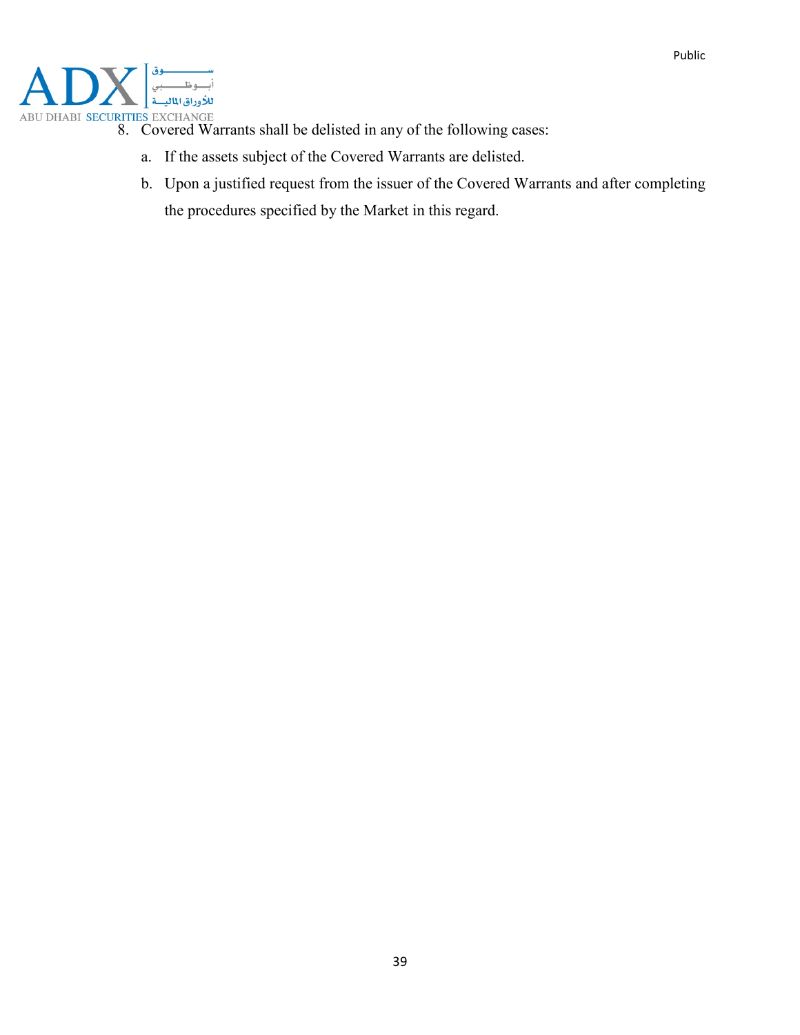8. Covered Warrants shall be delisted in any of the following cases:
    a. If the assets subject of the Covered Warrants are delisted.
    b. Upon a justified request from the issuer of the Covered Warrants and after completing the procedures specified by the Market in this regard.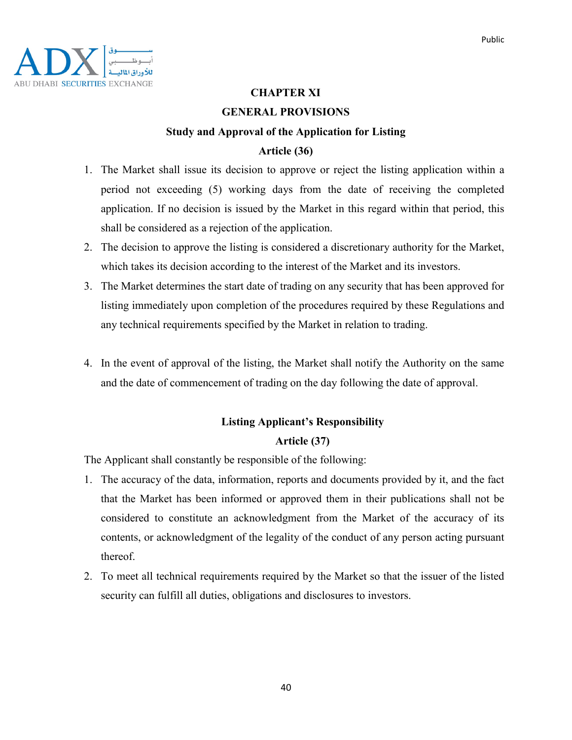# CHAPTER XI

## GENERAL PROVISIONS

### Study and Approval of the Application for Listing

**Article (36)**

1. The Market shall issue its decision to approve or reject the listing application within a period not exceeding (5) working days from the date of receiving the completed application. If no decision is issued by the Market in this regard within that period, this shall be considered as a rejection of the application.
2. The decision to approve the listing is considered a discretionary authority for the Market, which takes its decision according to the interest of the Market and its investors.
3. The Market determines the start date of trading on any security that has been approved for listing immediately upon completion of the procedures required by these Regulations and any technical requirements specified by the Market in relation to trading.
4. In the event of approval of the listing, the Market shall notify the Authority on the same and the date of commencement of trading on the day following the date of approval.

### Listing Applicant's Responsibility

**Article (37)**

The Applicant shall constantly be responsible of the following:

1. The accuracy of the data, information, reports and documents provided by it, and the fact that the Market has been informed or approved them in their publications shall not be considered to constitute an acknowledgment from the Market of the accuracy of its contents, or acknowledgment of the legality of the conduct of any person acting pursuant thereof.
2. To meet all technical requirements required by the Market so that the issuer of the listed security can fulfill all duties, obligations and disclosures to investors.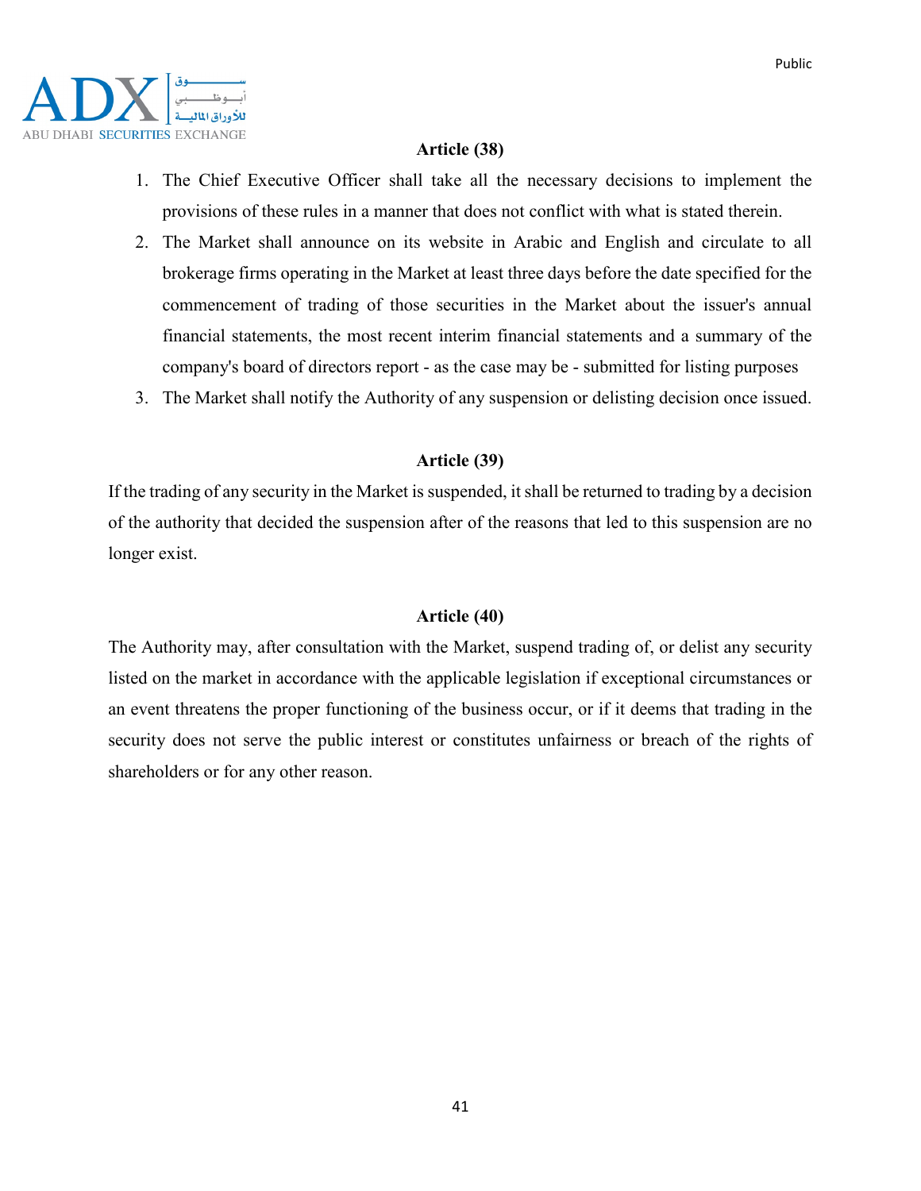### Article (38)

1. The Chief Executive Officer shall take all the necessary decisions to implement the provisions of these rules in a manner that does not conflict with what is stated therein.
2. The Market shall announce on its website in Arabic and English and circulate to all brokerage firms operating in the Market at least three days before the date specified for the commencement of trading of those securities in the Market about the issuer's annual financial statements, the most recent interim financial statements and a summary of the company's board of directors report - as the case may be - submitted for listing purposes
3. The Market shall notify the Authority of any suspension or delisting decision once issued.

### Article (39)

If the trading of any security in the Market is suspended, it shall be returned to trading by a decision of the authority that decided the suspension after of the reasons that led to this suspension are no longer exist.

### Article (40)

The Authority may, after consultation with the Market, suspend trading of, or delist any security listed on the market in accordance with the applicable legislation if exceptional circumstances or an event threatens the proper functioning of the business occur, or if it deems that trading in the security does not serve the public interest or constitutes unfairness or breach of the rights of shareholders or for any other reason.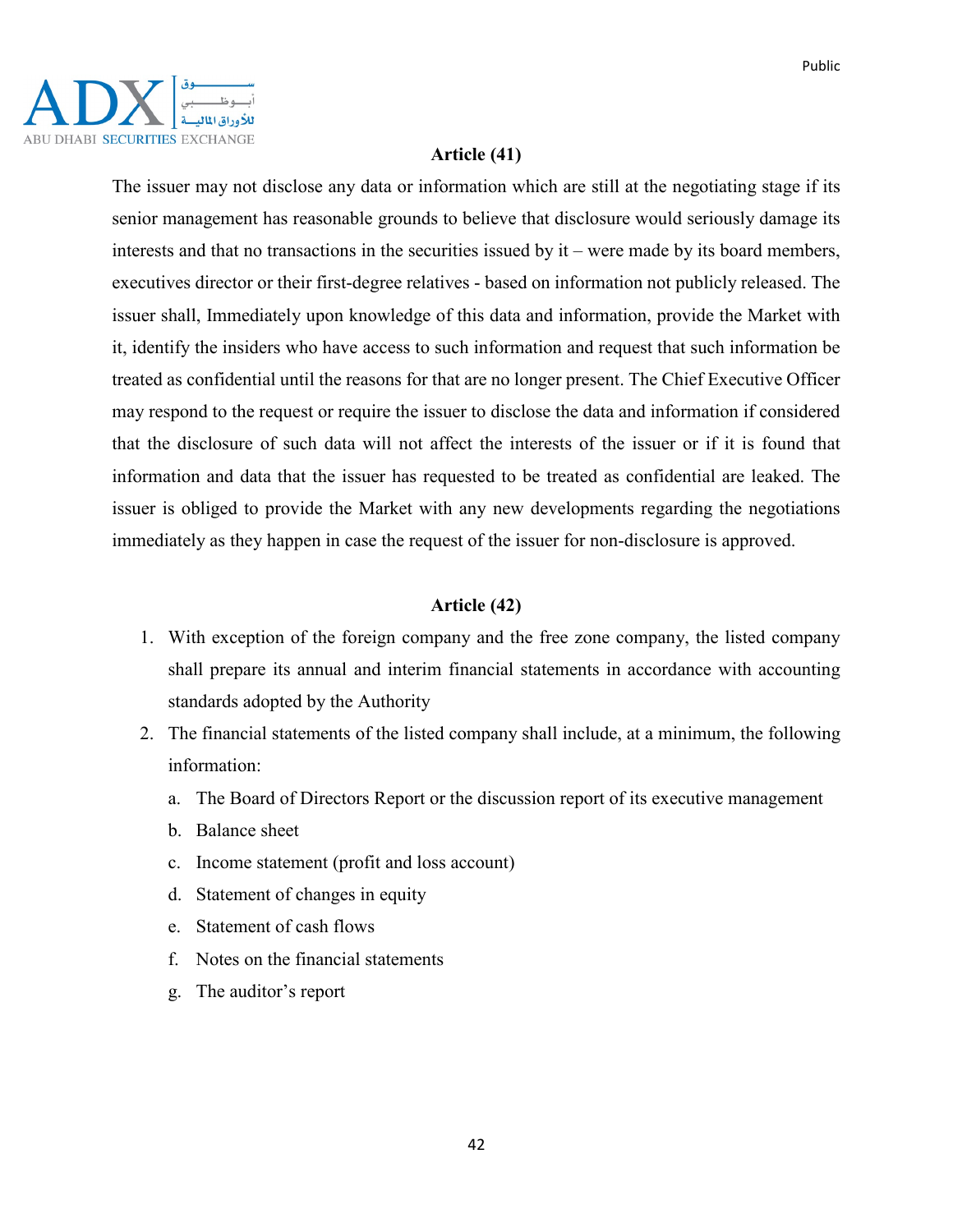### Article (41)

The issuer may not disclose any data or information which are still at the negotiating stage if its senior management has reasonable grounds to believe that disclosure would seriously damage its interests and that no transactions in the securities issued by it – were made by its board members, executives director or their first-degree relatives - based on information not publicly released. The issuer shall, Immediately upon knowledge of this data and information, provide the Market with it, identify the insiders who have access to such information and request that such information be treated as confidential until the reasons for that are no longer present. The Chief Executive Officer may respond to the request or require the issuer to disclose the data and information if considered that the disclosure of such data will not affect the interests of the issuer or if it is found that information and data that the issuer has requested to be treated as confidential are leaked. The issuer is obliged to provide the Market with any new developments regarding the negotiations immediately as they happen in case the request of the issuer for non-disclosure is approved.

### Article (42)

1. With exception of the foreign company and the free zone company, the listed company shall prepare its annual and interim financial statements in accordance with accounting standards adopted by the Authority
2. The financial statements of the listed company shall include, at a minimum, the following information:
   a. The Board of Directors Report or the discussion report of its executive management
   b. Balance sheet
   c. Income statement (profit and loss account)
   d. Statement of changes in equity
   e. Statement of cash flows
   f. Notes on the financial statements
   g. The auditor's report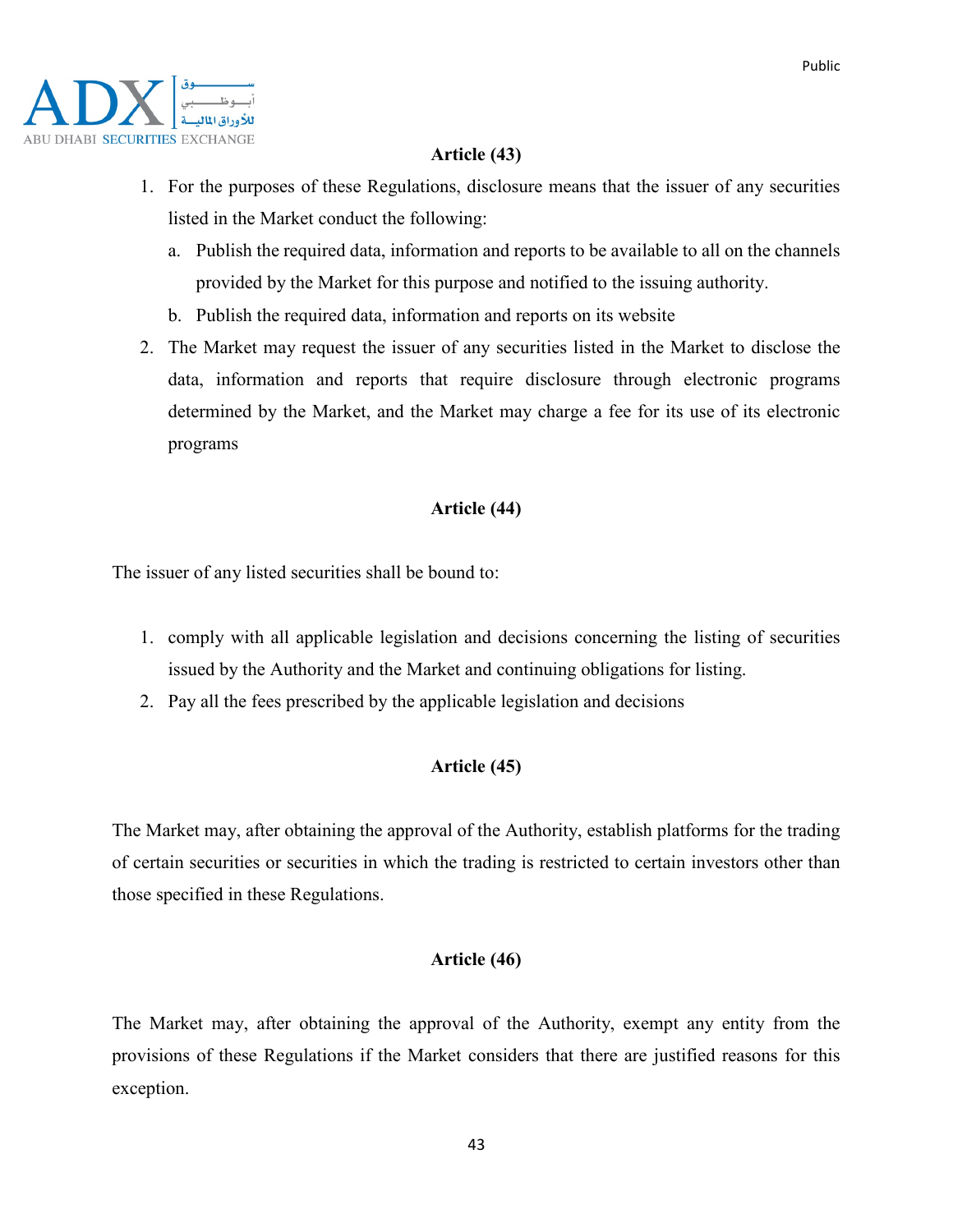### Article (43)

1. For the purposes of these Regulations, disclosure means that the issuer of any securities listed in the Market conduct the following:
   a. Publish the required data, information and reports to be available to all on the channels provided by the Market for this purpose and notified to the issuing authority.
   b. Publish the required data, information and reports on its website
2. The Market may request the issuer of any securities listed in the Market to disclose the data, information and reports that require disclosure through electronic programs determined by the Market, and the Market may charge a fee for its use of its electronic programs

### Article (44)

The issuer of any listed securities shall be bound to:

1. comply with all applicable legislation and decisions concerning the listing of securities issued by the Authority and the Market and continuing obligations for listing.
2. Pay all the fees prescribed by the applicable legislation and decisions

### Article (45)

The Market may, after obtaining the approval of the Authority, establish platforms for the trading of certain securities or securities in which the trading is restricted to certain investors other than those specified in these Regulations.

### Article (46)

The Market may, after obtaining the approval of the Authority, exempt any entity from the provisions of these Regulations if the Market considers that there are justified reasons for this exception.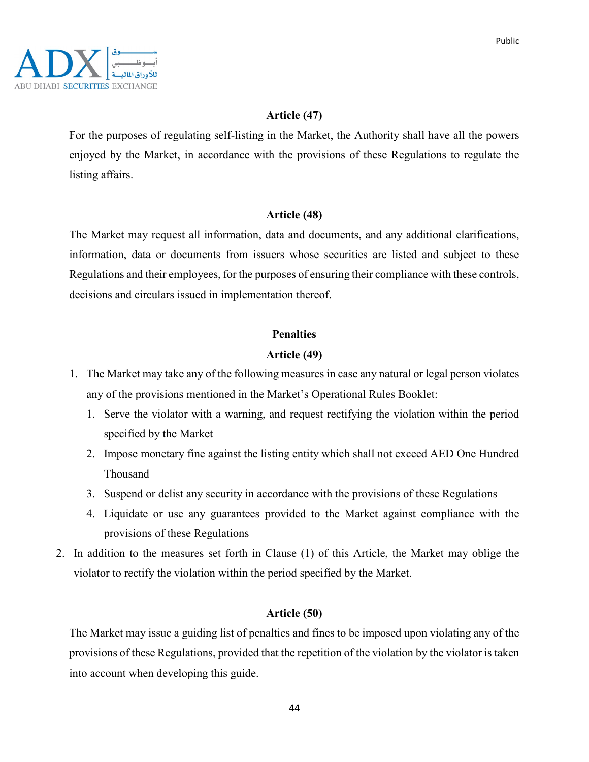**Article (47)**

For the purposes of regulating self-listing in the Market, the Authority shall have all the powers enjoyed by the Market, in accordance with the provisions of these Regulations to regulate the listing affairs.

**Article (48)**

The Market may request all information, data and documents, and any additional clarifications, information, data or documents from issuers whose securities are listed and subject to these Regulations and their employees, for the purposes of ensuring their compliance with these controls, decisions and circulars issued in implementation thereof.

**Penalties**

**Article (49)**

1. The Market may take any of the following measures in case any natural or legal person violates any of the provisions mentioned in the Market's Operational Rules Booklet:
   1. Serve the violator with a warning, and request rectifying the violation within the period specified by the Market
   2. Impose monetary fine against the listing entity which shall not exceed AED One Hundred Thousand
   3. Suspend or delist any security in accordance with the provisions of these Regulations
   4. Liquidate or use any guarantees provided to the Market against compliance with the provisions of these Regulations
2. In addition to the measures set forth in Clause (1) of this Article, the Market may oblige the violator to rectify the violation within the period specified by the Market.

**Article (50)**

The Market may issue a guiding list of penalties and fines to be imposed upon violating any of the provisions of these Regulations, provided that the repetition of the violation by the violator is taken into account when developing this guide.